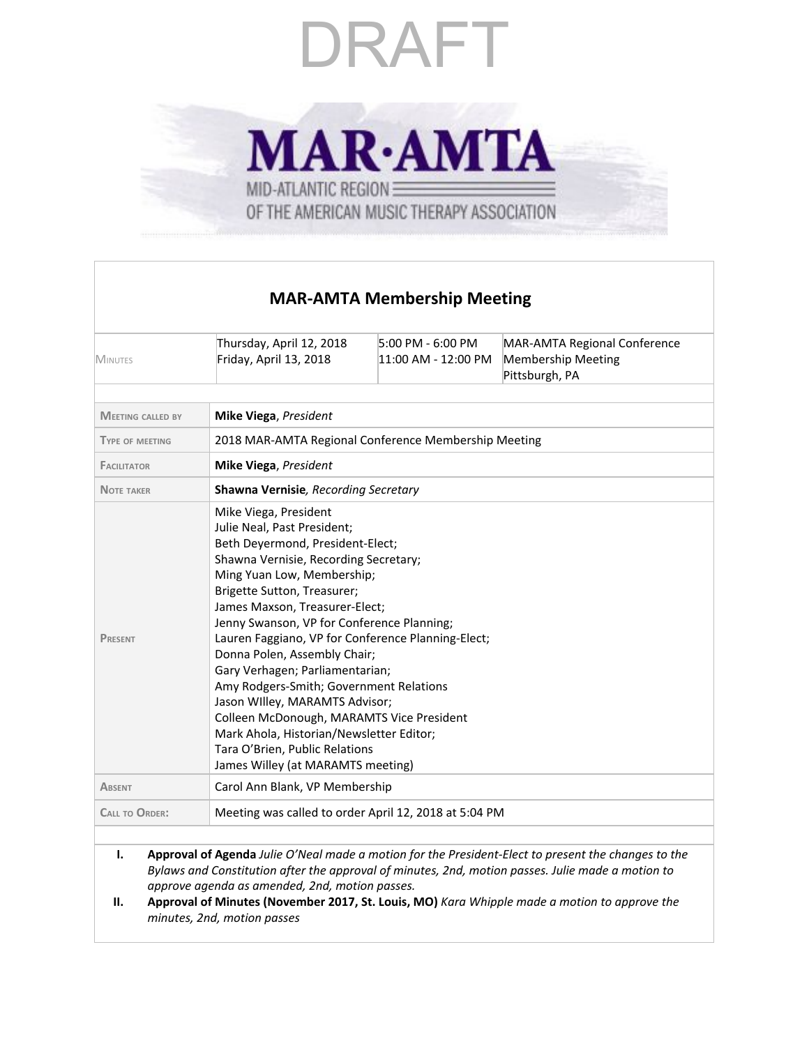DRAFT

# MAR·AMTA

MID-ATLANTIC REGION OF THE AMERICAN MUSIC THERAPY ASSOCIATION

## MAR-AMTA Membership Meeting

| | | | |
|---|---|---|---|
| MINUTES | Thursday, April 12, 2018<br>Friday, April 13, 2018 | 5:00 PM - 6:00 PM<br>11:00 AM - 12:00 PM | MAR-AMTA Regional Conference Membership Meeting<br>Pittsburgh, PA |

| | |
|---|---|
| MEETING CALLED BY | **Mike Viega**, *President* |
| TYPE OF MEETING | 2018 MAR-AMTA Regional Conference Membership Meeting |
| FACILITATOR | **Mike Viega**, *President* |
| NOTE TAKER | **Shawna Vernisie**, *Recording Secretary* |
| PRESENT | Mike Viega, President<br>Julie Neal, Past President;<br>Beth Deyermond, President-Elect;<br>Shawna Vernisie, Recording Secretary;<br>Ming Yuan Low, Membership;<br>Brigette Sutton, Treasurer;<br>James Maxson, Treasurer-Elect;<br>Jenny Swanson, VP for Conference Planning;<br>Lauren Faggiano, VP for Conference Planning-Elect;<br>Donna Polen, Assembly Chair;<br>Gary Verhagen; Parliamentarian;<br>Amy Rodgers-Smith; Government Relations<br>Jason WIlley, MARAMTS Advisor;<br>Colleen McDonough, MARAMTS Vice President<br>Mark Ahola, Historian/Newsletter Editor;<br>Tara O'Brien, Public Relations<br>James Willey (at MARAMTS meeting) |
| ABSENT | Carol Ann Blank, VP Membership |
| CALL TO ORDER: | Meeting was called to order April 12, 2018 at 5:04 PM |

I. **Approval of Agenda** *Julie O'Neal made a motion for the President-Elect to present the changes to the Bylaws and Constitution after the approval of minutes, 2nd, motion passes. Julie made a motion to approve agenda as amended, 2nd, motion passes.*

II. **Approval of Minutes (November 2017, St. Louis, MO)** *Kara Whipple made a motion to approve the minutes, 2nd, motion passes*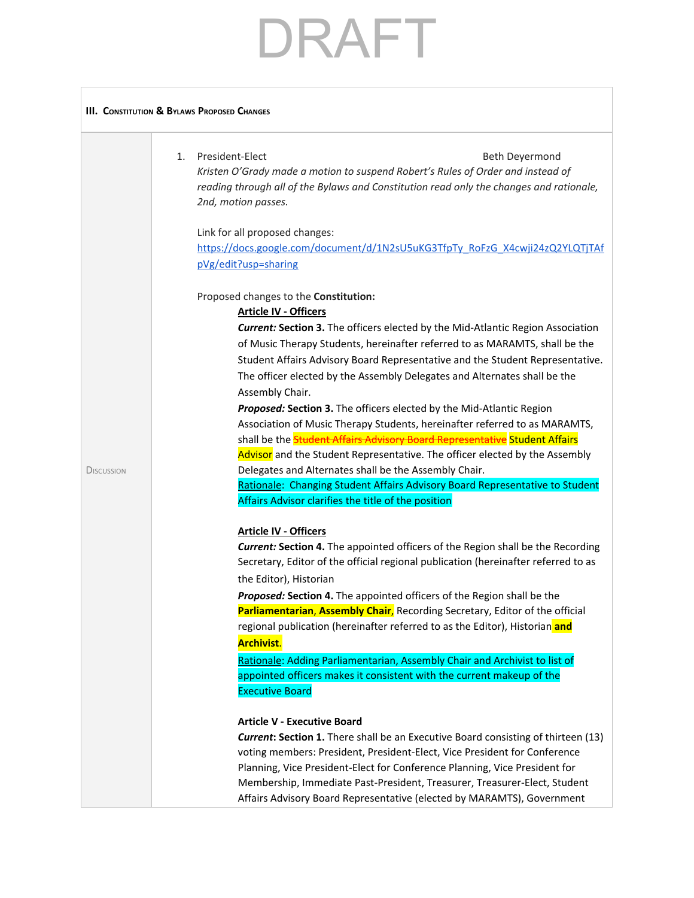# DRAFT

## III. Constitution & Bylaws Proposed Changes

**Discussion**

1. President-Elect — Beth Deyermond

*Kristen O'Grady made a motion to suspend Robert's Rules of Order and instead of reading through all of the Bylaws and Constitution read only the changes and rationale, 2nd, motion passes.*

Link for all proposed changes: https://docs.google.com/document/d/1N2sU5uKG3TfpTy_RoFzG_X4cwji24zQ2YLQTjTAfpVg/edit?usp=sharing

Proposed changes to the **Constitution:**

**Article IV - Officers**

***Current:*** **Section 3.** The officers elected by the Mid-Atlantic Region Association of Music Therapy Students, hereinafter referred to as MARAMTS, shall be the Student Affairs Advisory Board Representative and the Student Representative. The officer elected by the Assembly Delegates and Alternates shall be the Assembly Chair.

***Proposed:*** **Section 3.** The officers elected by the Mid-Atlantic Region Association of Music Therapy Students, hereinafter referred to as MARAMTS, shall be the ~~Student Affairs Advisory Board Representative~~ Student Affairs Advisor and the Student Representative. The officer elected by the Assembly Delegates and Alternates shall be the Assembly Chair.

Rationale: Changing Student Affairs Advisory Board Representative to Student Affairs Advisor clarifies the title of the position

**Article IV - Officers**

***Current:*** **Section 4.** The appointed officers of the Region shall be the Recording Secretary, Editor of the official regional publication (hereinafter referred to as the Editor), Historian

***Proposed:*** **Section 4.** The appointed officers of the Region shall be the **Parliamentarian**, **Assembly Chair**, Recording Secretary, Editor of the official regional publication (hereinafter referred to as the Editor), Historian **and Archivist**.

Rationale: Adding Parliamentarian, Assembly Chair and Archivist to list of appointed officers makes it consistent with the current makeup of the Executive Board

**Article V - Executive Board**

***Current*****: Section 1.** There shall be an Executive Board consisting of thirteen (13) voting members: President, President-Elect, Vice President for Conference Planning, Vice President-Elect for Conference Planning, Vice President for Membership, Immediate Past-President, Treasurer, Treasurer-Elect, Student Affairs Advisory Board Representative (elected by MARAMTS), Government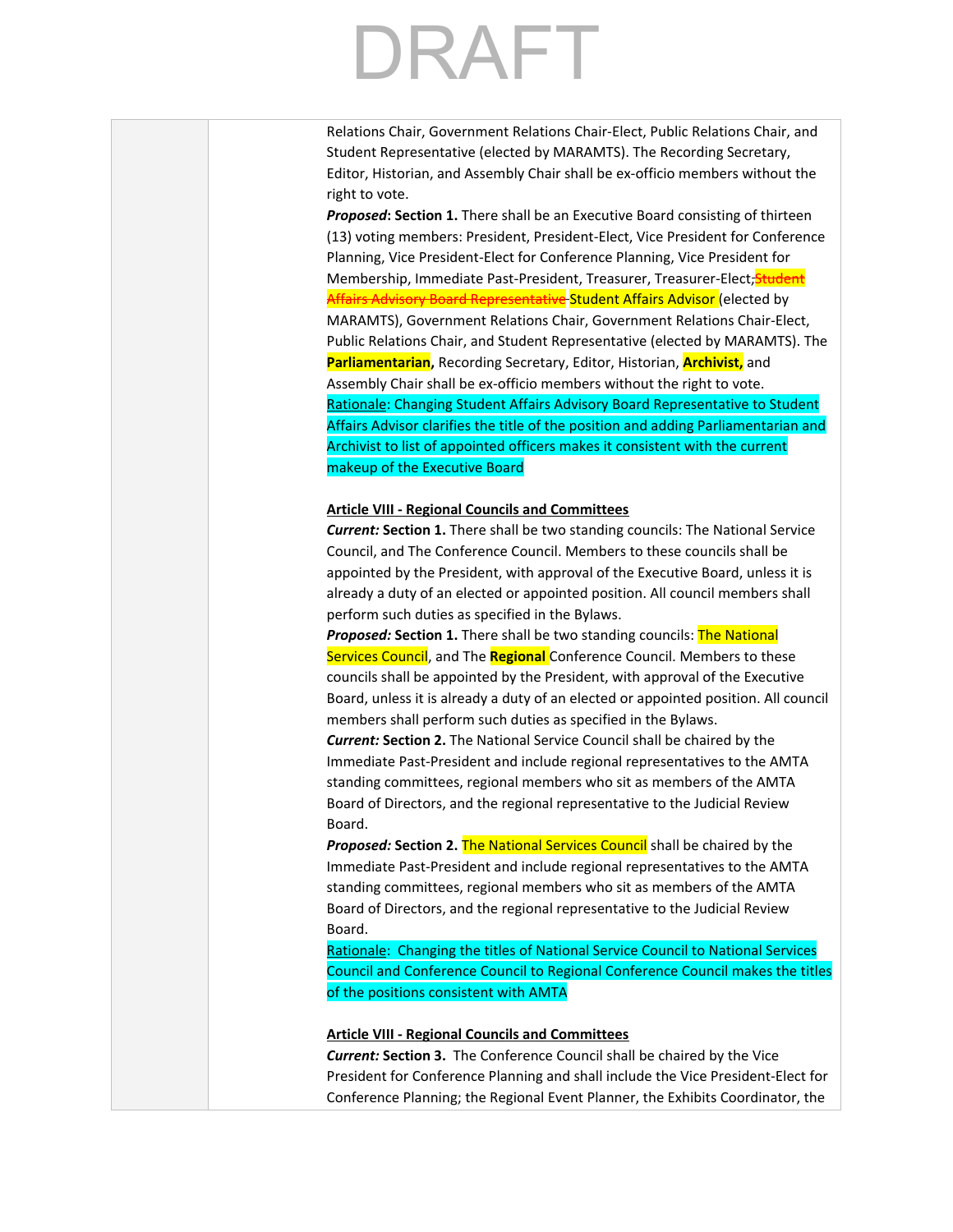DRAFT

Relations Chair, Government Relations Chair-Elect, Public Relations Chair, and Student Representative (elected by MARAMTS). The Recording Secretary, Editor, Historian, and Assembly Chair shall be ex-officio members without the right to vote.

***Proposed*: Section 1.** There shall be an Executive Board consisting of thirteen (13) voting members: President, President-Elect, Vice President for Conference Planning, Vice President-Elect for Conference Planning, Vice President for Membership, Immediate Past-President, Treasurer, Treasurer-Elect, ~~Student Affairs Advisory Board Representative~~ Student Affairs Advisor (elected by MARAMTS), Government Relations Chair, Government Relations Chair-Elect, Public Relations Chair, and Student Representative (elected by MARAMTS). The **Parliamentarian,** Recording Secretary, Editor, Historian, **Archivist,** and Assembly Chair shall be ex-officio members without the right to vote.

Rationale: Changing Student Affairs Advisory Board Representative to Student Affairs Advisor clarifies the title of the position and adding Parliamentarian and Archivist to list of appointed officers makes it consistent with the current makeup of the Executive Board

**Article VIII - Regional Councils and Committees**

***Current:* Section 1.** There shall be two standing councils: The National Service Council, and The Conference Council. Members to these councils shall be appointed by the President, with approval of the Executive Board, unless it is already a duty of an elected or appointed position. All council members shall perform such duties as specified in the Bylaws.

***Proposed:* Section 1.** There shall be two standing councils: The National Services Council, and The **Regional** Conference Council. Members to these councils shall be appointed by the President, with approval of the Executive Board, unless it is already a duty of an elected or appointed position. All council members shall perform such duties as specified in the Bylaws.

***Current:* Section 2.** The National Service Council shall be chaired by the Immediate Past-President and include regional representatives to the AMTA standing committees, regional members who sit as members of the AMTA Board of Directors, and the regional representative to the Judicial Review Board.

***Proposed:* Section 2.** The National Services Council shall be chaired by the Immediate Past-President and include regional representatives to the AMTA standing committees, regional members who sit as members of the AMTA Board of Directors, and the regional representative to the Judicial Review Board.

Rationale: Changing the titles of National Service Council to National Services Council and Conference Council to Regional Conference Council makes the titles of the positions consistent with AMTA

**Article VIII - Regional Councils and Committees**

***Current:* Section 3.** The Conference Council shall be chaired by the Vice President for Conference Planning and shall include the Vice President-Elect for Conference Planning; the Regional Event Planner, the Exhibits Coordinator, the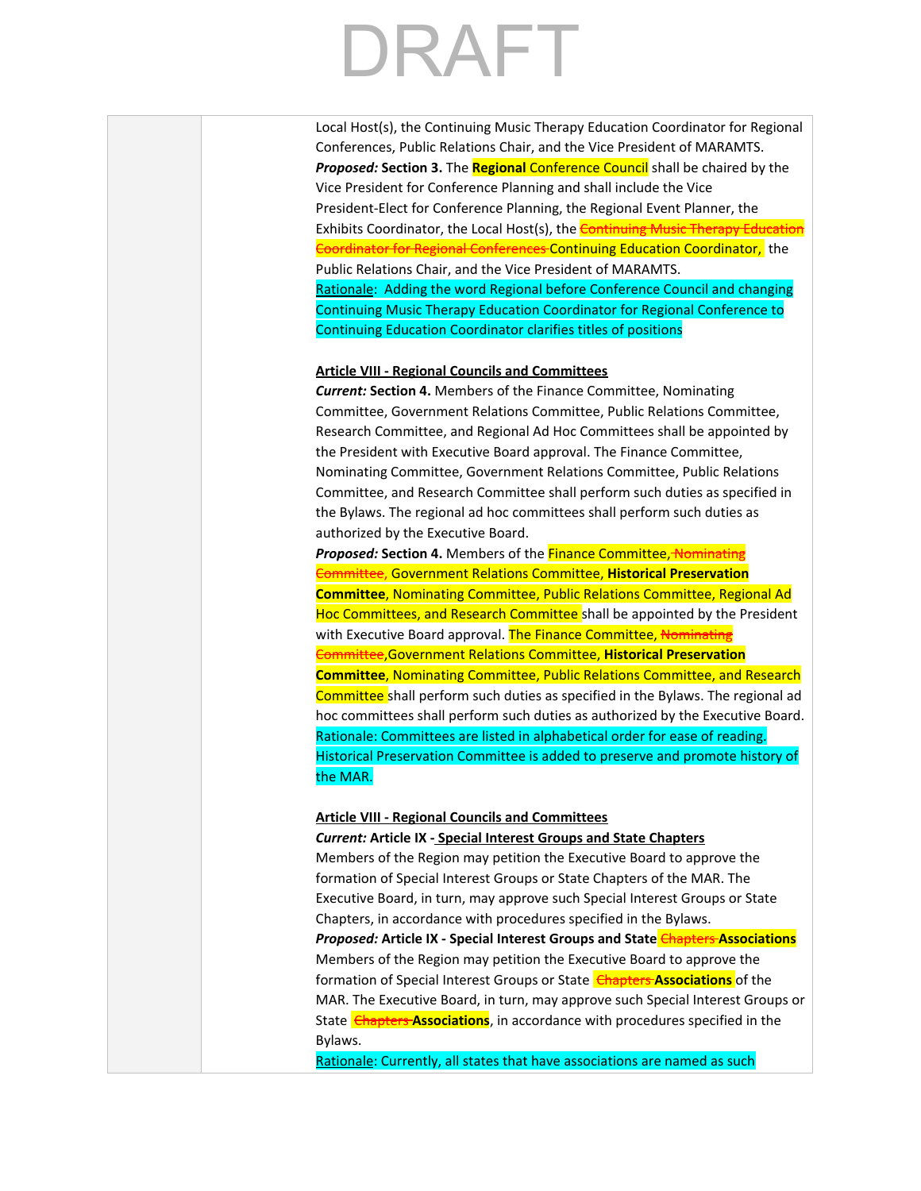# DRAFT

Local Host(s), the Continuing Music Therapy Education Coordinator for Regional Conferences, Public Relations Chair, and the Vice President of MARAMTS.

***Proposed:*** **Section 3.** The **Regional** Conference Council shall be chaired by the Vice President for Conference Planning and shall include the Vice President-Elect for Conference Planning, the Regional Event Planner, the Exhibits Coordinator, the Local Host(s), the ~~Continuing Music Therapy Education Coordinator for Regional Conferences~~ Continuing Education Coordinator, the Public Relations Chair, and the Vice President of MARAMTS.

Rationale: Adding the word Regional before Conference Council and changing Continuing Music Therapy Education Coordinator for Regional Conference to Continuing Education Coordinator clarifies titles of positions

**Article VIII - Regional Councils and Committees**

***Current:*** **Section 4.** Members of the Finance Committee, Nominating Committee, Government Relations Committee, Public Relations Committee, Research Committee, and Regional Ad Hoc Committees shall be appointed by the President with Executive Board approval. The Finance Committee, Nominating Committee, Government Relations Committee, Public Relations Committee, and Research Committee shall perform such duties as specified in the Bylaws. The regional ad hoc committees shall perform such duties as authorized by the Executive Board.

***Proposed:*** **Section 4.** Members of the Finance Committee, ~~Nominating Committee,~~ Government Relations Committee, **Historical Preservation Committee**, Nominating Committee, Public Relations Committee, Regional Ad Hoc Committees, and Research Committee shall be appointed by the President with Executive Board approval. The Finance Committee, ~~Nominating Committee,~~ Government Relations Committee, **Historical Preservation Committee**, Nominating Committee, Public Relations Committee, and Research Committee shall perform such duties as specified in the Bylaws. The regional ad hoc committees shall perform such duties as authorized by the Executive Board.

Rationale: Committees are listed in alphabetical order for ease of reading. Historical Preservation Committee is added to preserve and promote history of the MAR.

**Article VIII - Regional Councils and Committees**

***Current:*** **Article IX - Special Interest Groups and State Chapters**

Members of the Region may petition the Executive Board to approve the formation of Special Interest Groups or State Chapters of the MAR. The Executive Board, in turn, may approve such Special Interest Groups or State Chapters, in accordance with procedures specified in the Bylaws.

***Proposed:*** **Article IX - Special Interest Groups and State** ~~Chapters~~ **Associations**

Members of the Region may petition the Executive Board to approve the formation of Special Interest Groups or State ~~Chapters~~ **Associations** of the MAR. The Executive Board, in turn, may approve such Special Interest Groups or State ~~Chapters~~ **Associations**, in accordance with procedures specified in the Bylaws.

Rationale: Currently, all states that have associations are named as such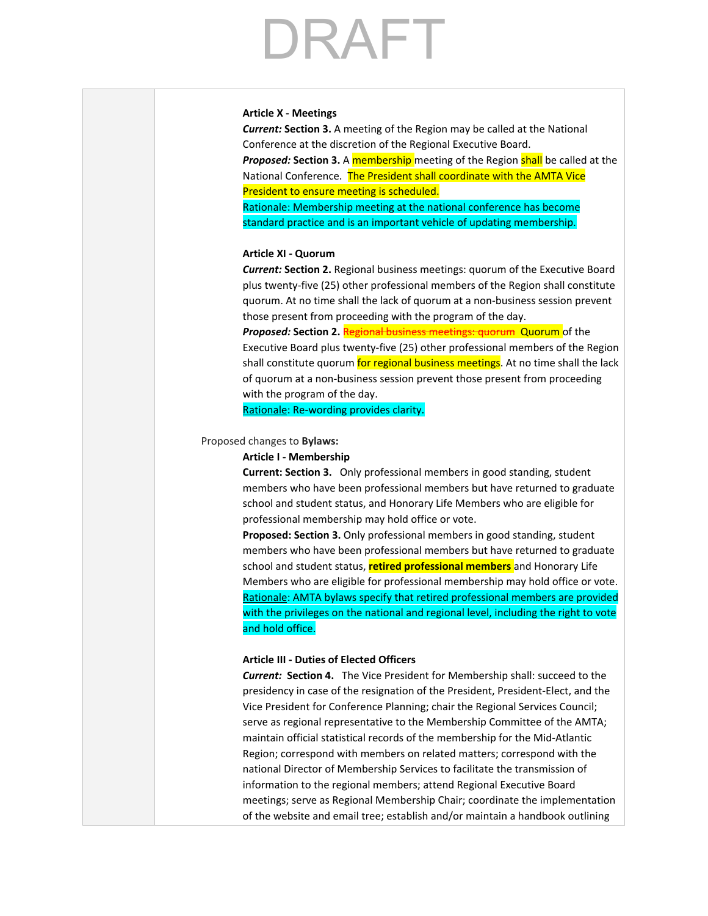DRAFT

**Article X - Meetings**

***Current:*** **Section 3.** A meeting of the Region may be called at the National Conference at the discretion of the Regional Executive Board.

***Proposed:*** **Section 3.** A membership meeting of the Region shall be called at the National Conference. The President shall coordinate with the AMTA Vice President to ensure meeting is scheduled.

Rationale: Membership meeting at the national conference has become standard practice and is an important vehicle of updating membership.

**Article XI - Quorum**

***Current:*** **Section 2.** Regional business meetings: quorum of the Executive Board plus twenty-five (25) other professional members of the Region shall constitute quorum. At no time shall the lack of quorum at a non-business session prevent those present from proceeding with the program of the day.

***Proposed:*** **Section 2.** ~~Regional business meetings: quorum~~ Quorum of the Executive Board plus twenty-five (25) other professional members of the Region shall constitute quorum for regional business meetings. At no time shall the lack of quorum at a non-business session prevent those present from proceeding with the program of the day.

Rationale: Re-wording provides clarity.

Proposed changes to **Bylaws:**

**Article I - Membership**

**Current: Section 3.** Only professional members in good standing, student members who have been professional members but have returned to graduate school and student status, and Honorary Life Members who are eligible for professional membership may hold office or vote.

**Proposed: Section 3.** Only professional members in good standing, student members who have been professional members but have returned to graduate school and student status, **retired professional members** and Honorary Life Members who are eligible for professional membership may hold office or vote.

Rationale: AMTA bylaws specify that retired professional members are provided with the privileges on the national and regional level, including the right to vote and hold office.

**Article III - Duties of Elected Officers**

***Current:*** **Section 4.** The Vice President for Membership shall: succeed to the presidency in case of the resignation of the President, President-Elect, and the Vice President for Conference Planning; chair the Regional Services Council; serve as regional representative to the Membership Committee of the AMTA; maintain official statistical records of the membership for the Mid-Atlantic Region; correspond with members on related matters; correspond with the national Director of Membership Services to facilitate the transmission of information to the regional members; attend Regional Executive Board meetings; serve as Regional Membership Chair; coordinate the implementation of the website and email tree; establish and/or maintain a handbook outlining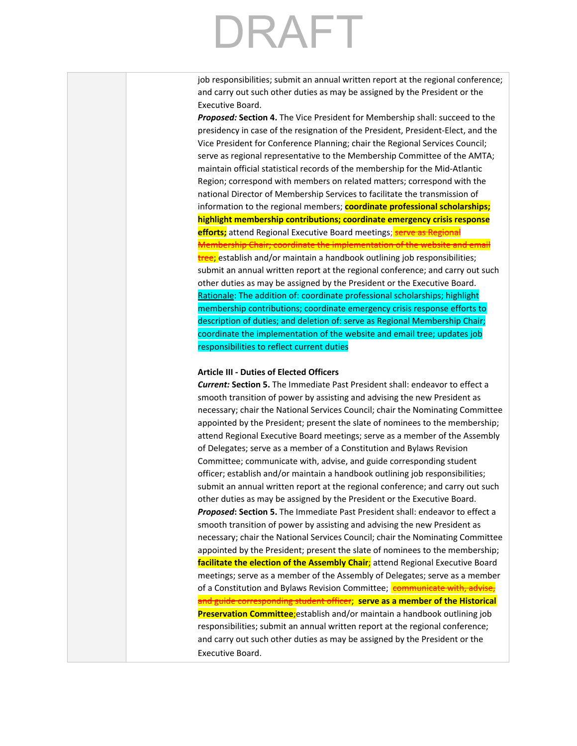job responsibilities; submit an annual written report at the regional conference; and carry out such other duties as may be assigned by the President or the Executive Board.

***Proposed:*** **Section 4.** The Vice President for Membership shall: succeed to the presidency in case of the resignation of the President, President-Elect, and the Vice President for Conference Planning; chair the Regional Services Council; serve as regional representative to the Membership Committee of the AMTA; maintain official statistical records of the membership for the Mid-Atlantic Region; correspond with members on related matters; correspond with the national Director of Membership Services to facilitate the transmission of information to the regional members; **coordinate professional scholarships; highlight membership contributions; coordinate emergency crisis response efforts;** attend Regional Executive Board meetings; ~~serve as Regional Membership Chair; coordinate the implementation of the website and email tree~~; establish and/or maintain a handbook outlining job responsibilities; submit an annual written report at the regional conference; and carry out such other duties as may be assigned by the President or the Executive Board.

Rationale: The addition of: coordinate professional scholarships; highlight membership contributions; coordinate emergency crisis response efforts to description of duties; and deletion of: serve as Regional Membership Chair; coordinate the implementation of the website and email tree; updates job responsibilities to reflect current duties

**Article III - Duties of Elected Officers**

***Current:*** **Section 5.** The Immediate Past President shall: endeavor to effect a smooth transition of power by assisting and advising the new President as necessary; chair the National Services Council; chair the Nominating Committee appointed by the President; present the slate of nominees to the membership; attend Regional Executive Board meetings; serve as a member of the Assembly of Delegates; serve as a member of a Constitution and Bylaws Revision Committee; communicate with, advise, and guide corresponding student officer; establish and/or maintain a handbook outlining job responsibilities; submit an annual written report at the regional conference; and carry out such other duties as may be assigned by the President or the Executive Board.

***Proposed*: Section 5.** The Immediate Past President shall: endeavor to effect a smooth transition of power by assisting and advising the new President as necessary; chair the National Services Council; chair the Nominating Committee appointed by the President; present the slate of nominees to the membership; **facilitate the election of the Assembly Chair**; attend Regional Executive Board meetings; serve as a member of the Assembly of Delegates; serve as a member of a Constitution and Bylaws Revision Committee; ~~communicate with, advise, and guide corresponding student officer~~; **serve as a member of the Historical Preservation Committee;** establish and/or maintain a handbook outlining job responsibilities; submit an annual written report at the regional conference; and carry out such other duties as may be assigned by the President or the Executive Board.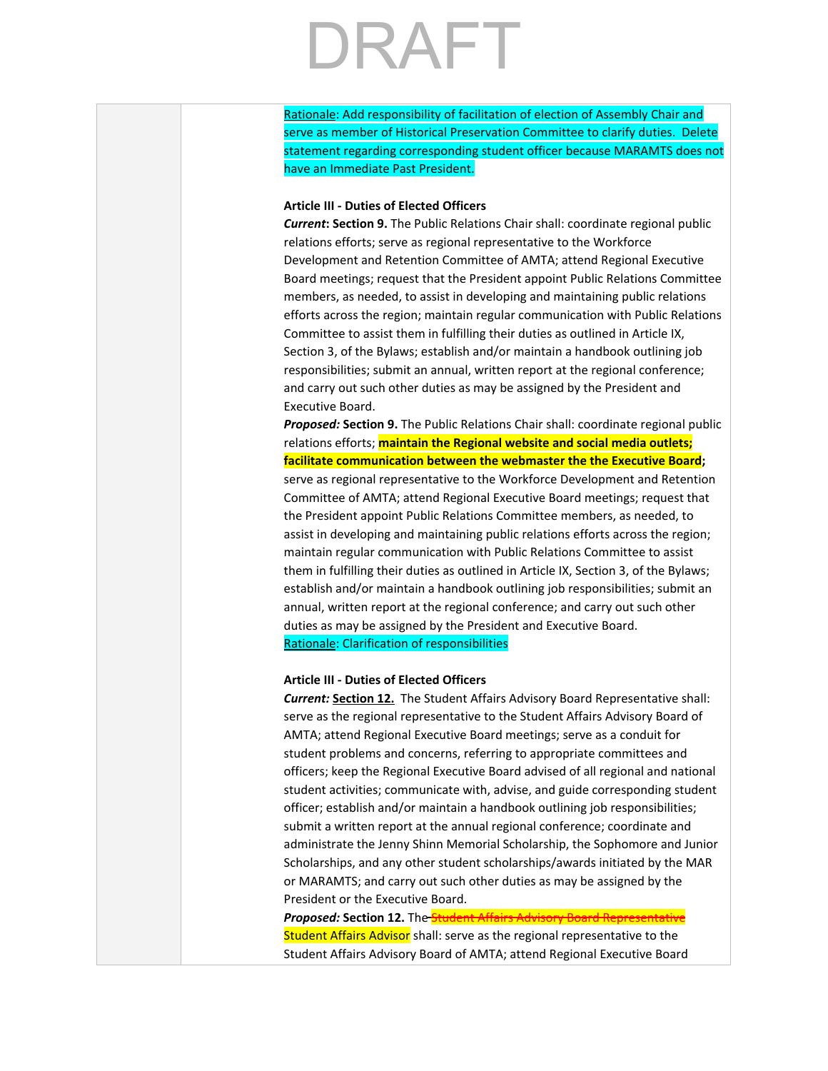DRAFT

Rationale: Add responsibility of facilitation of election of Assembly Chair and serve as member of Historical Preservation Committee to clarify duties. Delete statement regarding corresponding student officer because MARAMTS does not have an Immediate Past President.

**Article III - Duties of Elected Officers**

***Current*: Section 9.** The Public Relations Chair shall: coordinate regional public relations efforts; serve as regional representative to the Workforce Development and Retention Committee of AMTA; attend Regional Executive Board meetings; request that the President appoint Public Relations Committee members, as needed, to assist in developing and maintaining public relations efforts across the region; maintain regular communication with Public Relations Committee to assist them in fulfilling their duties as outlined in Article IX, Section 3, of the Bylaws; establish and/or maintain a handbook outlining job responsibilities; submit an annual, written report at the regional conference; and carry out such other duties as may be assigned by the President and Executive Board.

***Proposed:* Section 9.** The Public Relations Chair shall: coordinate regional public relations efforts; **maintain the Regional website and social media outlets; facilitate communication between the webmaster the the Executive Board;** serve as regional representative to the Workforce Development and Retention Committee of AMTA; attend Regional Executive Board meetings; request that the President appoint Public Relations Committee members, as needed, to assist in developing and maintaining public relations efforts across the region; maintain regular communication with Public Relations Committee to assist them in fulfilling their duties as outlined in Article IX, Section 3, of the Bylaws; establish and/or maintain a handbook outlining job responsibilities; submit an annual, written report at the regional conference; and carry out such other duties as may be assigned by the President and Executive Board.

Rationale: Clarification of responsibilities

**Article III - Duties of Elected Officers**

***Current:* Section 12.** The Student Affairs Advisory Board Representative shall: serve as the regional representative to the Student Affairs Advisory Board of AMTA; attend Regional Executive Board meetings; serve as a conduit for student problems and concerns, referring to appropriate committees and officers; keep the Regional Executive Board advised of all regional and national student activities; communicate with, advise, and guide corresponding student officer; establish and/or maintain a handbook outlining job responsibilities; submit a written report at the annual regional conference; coordinate and administrate the Jenny Shinn Memorial Scholarship, the Sophomore and Junior Scholarships, and any other student scholarships/awards initiated by the MAR or MARAMTS; and carry out such other duties as may be assigned by the President or the Executive Board.

***Proposed:* Section 12.** The ~~Student Affairs Advisory Board Representative~~ Student Affairs Advisor shall: serve as the regional representative to the Student Affairs Advisory Board of AMTA; attend Regional Executive Board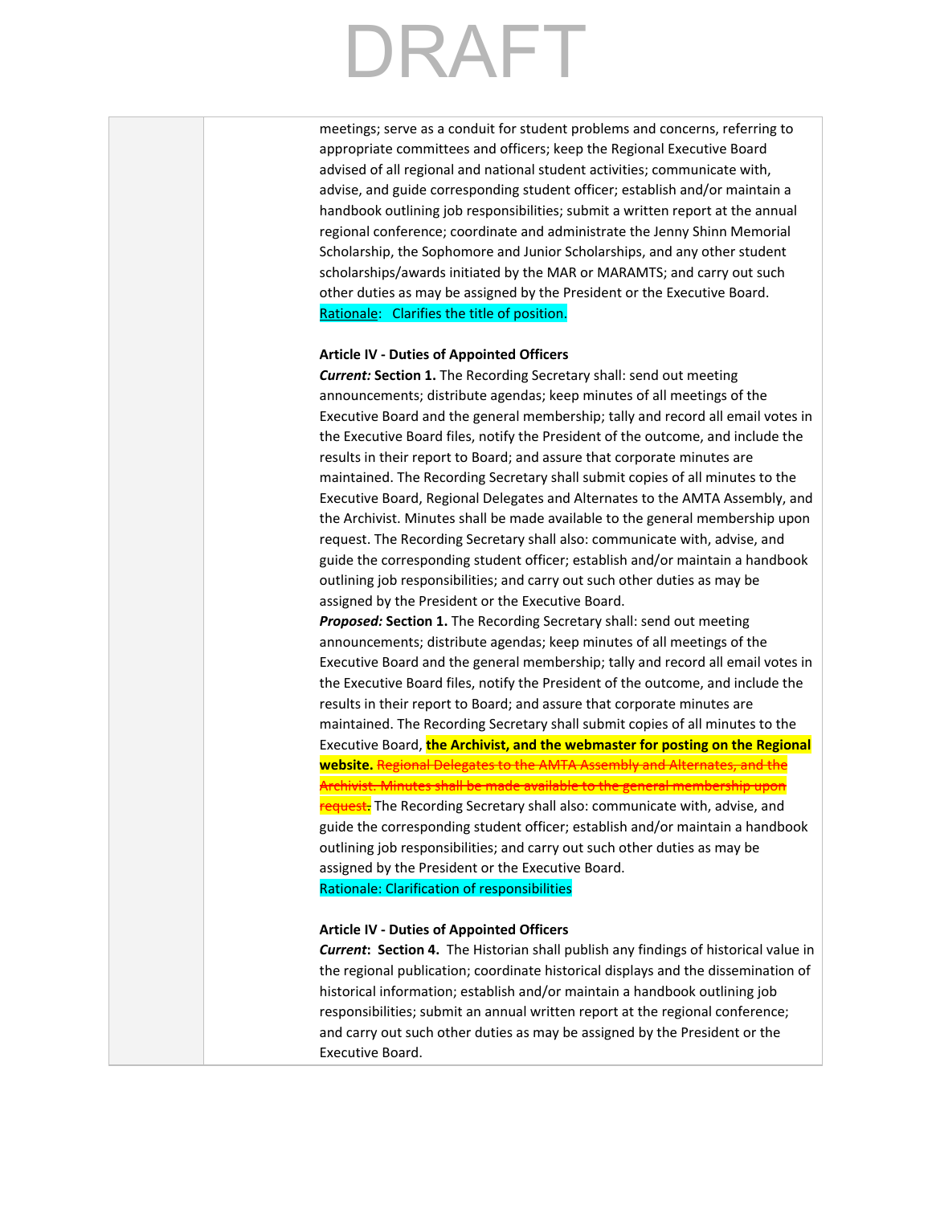DRAFT

meetings; serve as a conduit for student problems and concerns, referring to appropriate committees and officers; keep the Regional Executive Board advised of all regional and national student activities; communicate with, advise, and guide corresponding student officer; establish and/or maintain a handbook outlining job responsibilities; submit a written report at the annual regional conference; coordinate and administrate the Jenny Shinn Memorial Scholarship, the Sophomore and Junior Scholarships, and any other student scholarships/awards initiated by the MAR or MARAMTS; and carry out such other duties as may be assigned by the President or the Executive Board.
Rationale: Clarifies the title of position.

**Article IV - Duties of Appointed Officers**
***Current:*** **Section 1.** The Recording Secretary shall: send out meeting announcements; distribute agendas; keep minutes of all meetings of the Executive Board and the general membership; tally and record all email votes in the Executive Board files, notify the President of the outcome, and include the results in their report to Board; and assure that corporate minutes are maintained. The Recording Secretary shall submit copies of all minutes to the Executive Board, Regional Delegates and Alternates to the AMTA Assembly, and the Archivist. Minutes shall be made available to the general membership upon request. The Recording Secretary shall also: communicate with, advise, and guide the corresponding student officer; establish and/or maintain a handbook outlining job responsibilities; and carry out such other duties as may be assigned by the President or the Executive Board.
***Proposed:*** **Section 1.** The Recording Secretary shall: send out meeting announcements; distribute agendas; keep minutes of all meetings of the Executive Board and the general membership; tally and record all email votes in the Executive Board files, notify the President of the outcome, and include the results in their report to Board; and assure that corporate minutes are maintained. The Recording Secretary shall submit copies of all minutes to the Executive Board, **the Archivist, and the webmaster for posting on the Regional website.** ~~Regional Delegates to the AMTA Assembly and Alternates, and the Archivist. Minutes shall be made available to the general membership upon request.~~ The Recording Secretary shall also: communicate with, advise, and guide the corresponding student officer; establish and/or maintain a handbook outlining job responsibilities; and carry out such other duties as may be assigned by the President or the Executive Board.
Rationale: Clarification of responsibilities

**Article IV - Duties of Appointed Officers**
***Current*: Section 4.** The Historian shall publish any findings of historical value in the regional publication; coordinate historical displays and the dissemination of historical information; establish and/or maintain a handbook outlining job responsibilities; submit an annual written report at the regional conference; and carry out such other duties as may be assigned by the President or the Executive Board.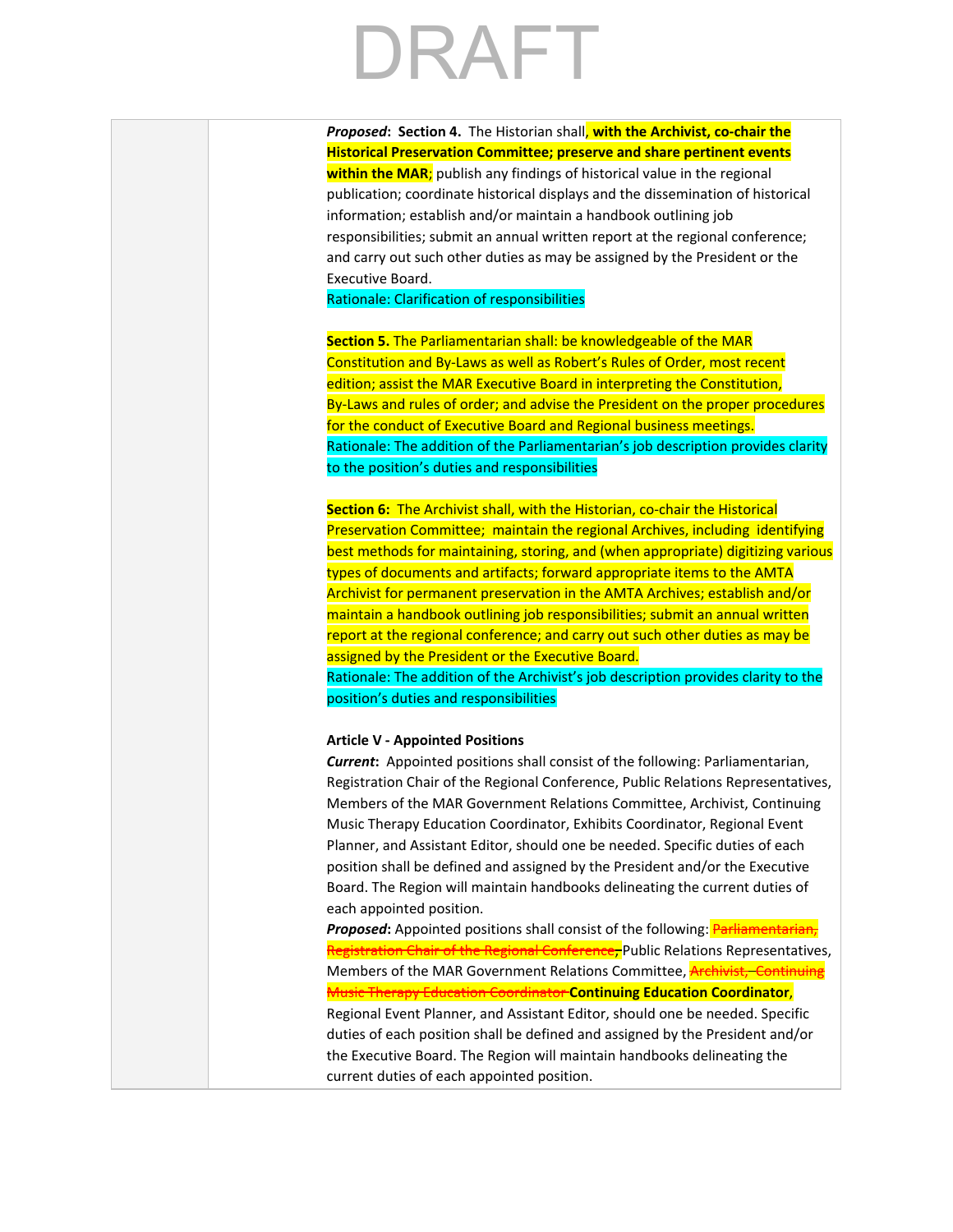DRAFT

***Proposed*: Section 4.** The Historian shall**, with the Archivist, co-chair the Historical Preservation Committee; preserve and share pertinent events within the MAR**; publish any findings of historical value in the regional publication; coordinate historical displays and the dissemination of historical information; establish and/or maintain a handbook outlining job responsibilities; submit an annual written report at the regional conference; and carry out such other duties as may be assigned by the President or the Executive Board.

Rationale: Clarification of responsibilities

**Section 5.** The Parliamentarian shall: be knowledgeable of the MAR Constitution and By-Laws as well as Robert's Rules of Order, most recent edition; assist the MAR Executive Board in interpreting the Constitution, By-Laws and rules of order; and advise the President on the proper procedures for the conduct of Executive Board and Regional business meetings.

Rationale: The addition of the Parliamentarian's job description provides clarity to the position's duties and responsibilities

**Section 6:** The Archivist shall, with the Historian, co-chair the Historical Preservation Committee; maintain the regional Archives, including identifying best methods for maintaining, storing, and (when appropriate) digitizing various types of documents and artifacts; forward appropriate items to the AMTA Archivist for permanent preservation in the AMTA Archives; establish and/or maintain a handbook outlining job responsibilities; submit an annual written report at the regional conference; and carry out such other duties as may be assigned by the President or the Executive Board.

Rationale: The addition of the Archivist's job description provides clarity to the position's duties and responsibilities

**Article V - Appointed Positions**

***Current*:** Appointed positions shall consist of the following: Parliamentarian, Registration Chair of the Regional Conference, Public Relations Representatives, Members of the MAR Government Relations Committee, Archivist, Continuing Music Therapy Education Coordinator, Exhibits Coordinator, Regional Event Planner, and Assistant Editor, should one be needed. Specific duties of each position shall be defined and assigned by the President and/or the Executive Board. The Region will maintain handbooks delineating the current duties of each appointed position.

***Proposed*:** Appointed positions shall consist of the following: ~~Parliamentarian, Registration Chair of the Regional Conference,~~ Public Relations Representatives, Members of the MAR Government Relations Committee, ~~Archivist, Continuing Music Therapy Education Coordinator~~ **Continuing Education Coordinator**, Regional Event Planner, and Assistant Editor, should one be needed. Specific duties of each position shall be defined and assigned by the President and/or the Executive Board. The Region will maintain handbooks delineating the current duties of each appointed position.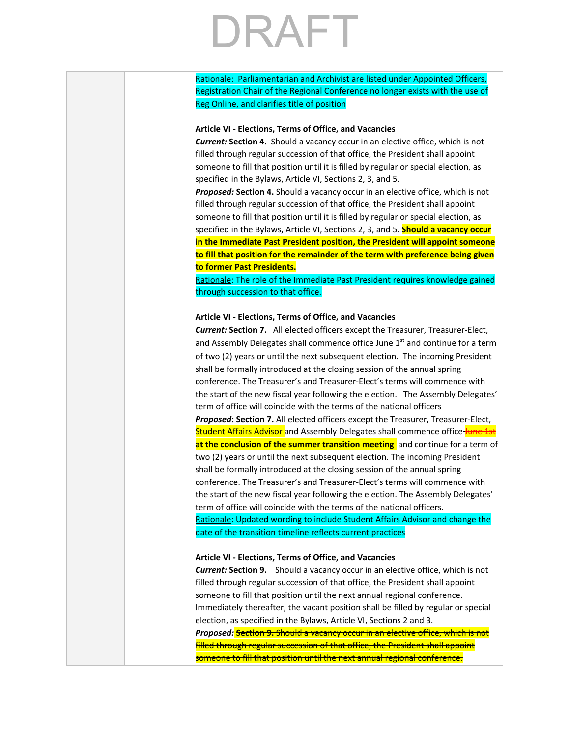DRAFT

Rationale: Parliamentarian and Archivist are listed under Appointed Officers, Registration Chair of the Regional Conference no longer exists with the use of Reg Online, and clarifies title of position

**Article VI - Elections, Terms of Office, and Vacancies**

***Current:*** **Section 4.** Should a vacancy occur in an elective office, which is not filled through regular succession of that office, the President shall appoint someone to fill that position until it is filled by regular or special election, as specified in the Bylaws, Article VI, Sections 2, 3, and 5.

***Proposed:*** **Section 4.** Should a vacancy occur in an elective office, which is not filled through regular succession of that office, the President shall appoint someone to fill that position until it is filled by regular or special election, as specified in the Bylaws, Article VI, Sections 2, 3, and 5. **Should a vacancy occur in the Immediate Past President position, the President will appoint someone to fill that position for the remainder of the term with preference being given to former Past Presidents.**

Rationale: The role of the Immediate Past President requires knowledge gained through succession to that office.

**Article VI - Elections, Terms of Office, and Vacancies**

***Current:*** **Section 7.** All elected officers except the Treasurer, Treasurer-Elect, and Assembly Delegates shall commence office June 1st and continue for a term of two (2) years or until the next subsequent election. The incoming President shall be formally introduced at the closing session of the annual spring conference. The Treasurer's and Treasurer-Elect's terms will commence with the start of the new fiscal year following the election. The Assembly Delegates' term of office will coincide with the terms of the national officers

***Proposed*:** **Section 7.** All elected officers except the Treasurer, Treasurer-Elect, Student Affairs Advisor and Assembly Delegates shall commence office ~~June 1st~~ **at the conclusion of the summer transition meeting** and continue for a term of two (2) years or until the next subsequent election. The incoming President shall be formally introduced at the closing session of the annual spring conference. The Treasurer's and Treasurer-Elect's terms will commence with the start of the new fiscal year following the election. The Assembly Delegates' term of office will coincide with the terms of the national officers.

Rationale: Updated wording to include Student Affairs Advisor and change the date of the transition timeline reflects current practices

**Article VI - Elections, Terms of Office, and Vacancies**

***Current:*** **Section 9.** Should a vacancy occur in an elective office, which is not filled through regular succession of that office, the President shall appoint someone to fill that position until the next annual regional conference. Immediately thereafter, the vacant position shall be filled by regular or special election, as specified in the Bylaws, Article VI, Sections 2 and 3.

***Proposed:*** ~~**Section 9.** Should a vacancy occur in an elective office, which is not filled through regular succession of that office, the President shall appoint someone to fill that position until the next annual regional conference.~~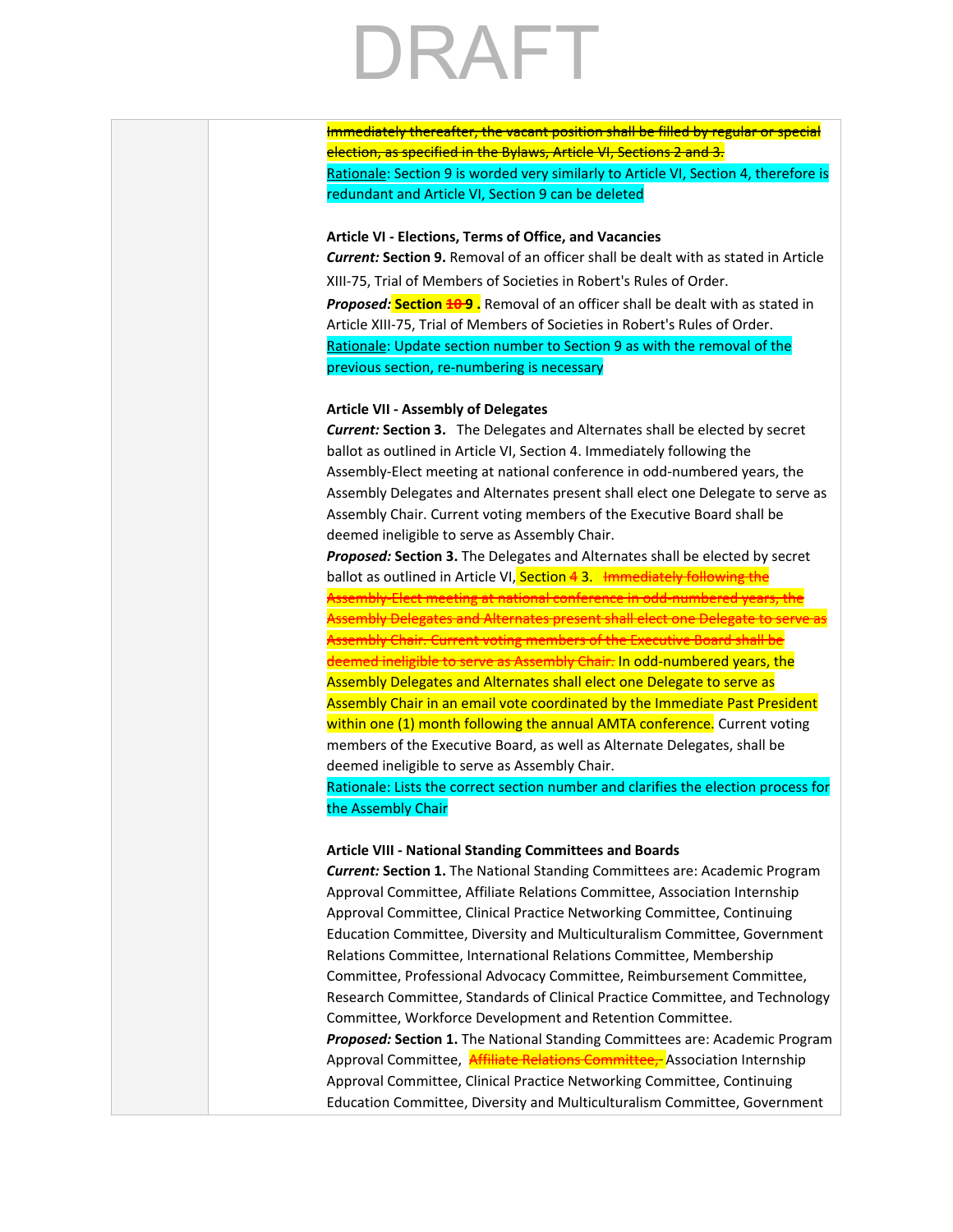~~Immediately thereafter, the vacant position shall be filled by regular or special election, as specified in the Bylaws, Article VI, Sections 2 and 3.~~
Rationale: Section 9 is worded very similarly to Article VI, Section 4, therefore is redundant and Article VI, Section 9 can be deleted

**Article VI - Elections, Terms of Office, and Vacancies**
***Current:*** **Section 9.** Removal of an officer shall be dealt with as stated in Article XIII-75, Trial of Members of Societies in Robert's Rules of Order.
***Proposed:*** **Section ~~10~~ 9 .** Removal of an officer shall be dealt with as stated in Article XIII-75, Trial of Members of Societies in Robert's Rules of Order.
Rationale: Update section number to Section 9 as with the removal of the previous section, re-numbering is necessary

**Article VII - Assembly of Delegates**
***Current:*** **Section 3.** The Delegates and Alternates shall be elected by secret ballot as outlined in Article VI, Section 4. Immediately following the Assembly-Elect meeting at national conference in odd-numbered years, the Assembly Delegates and Alternates present shall elect one Delegate to serve as Assembly Chair. Current voting members of the Executive Board shall be deemed ineligible to serve as Assembly Chair.
***Proposed:*** **Section 3.** The Delegates and Alternates shall be elected by secret ballot as outlined in Article VI, Section ~~4~~ 3. ~~Immediately following the Assembly-Elect meeting at national conference in odd-numbered years, the Assembly Delegates and Alternates present shall elect one Delegate to serve as Assembly Chair. Current voting members of the Executive Board shall be deemed ineligible to serve as Assembly Chair.~~ In odd-numbered years, the Assembly Delegates and Alternates shall elect one Delegate to serve as Assembly Chair in an email vote coordinated by the Immediate Past President within one (1) month following the annual AMTA conference. Current voting members of the Executive Board, as well as Alternate Delegates, shall be deemed ineligible to serve as Assembly Chair.
Rationale: Lists the correct section number and clarifies the election process for the Assembly Chair

**Article VIII - National Standing Committees and Boards**
***Current:*** **Section 1.** The National Standing Committees are: Academic Program Approval Committee, Affiliate Relations Committee, Association Internship Approval Committee, Clinical Practice Networking Committee, Continuing Education Committee, Diversity and Multiculturalism Committee, Government Relations Committee, International Relations Committee, Membership Committee, Professional Advocacy Committee, Reimbursement Committee, Research Committee, Standards of Clinical Practice Committee, and Technology Committee, Workforce Development and Retention Committee.
***Proposed:*** **Section 1.** The National Standing Committees are: Academic Program Approval Committee, ~~Affiliate Relations Committee,~~ Association Internship Approval Committee, Clinical Practice Networking Committee, Continuing Education Committee, Diversity and Multiculturalism Committee, Government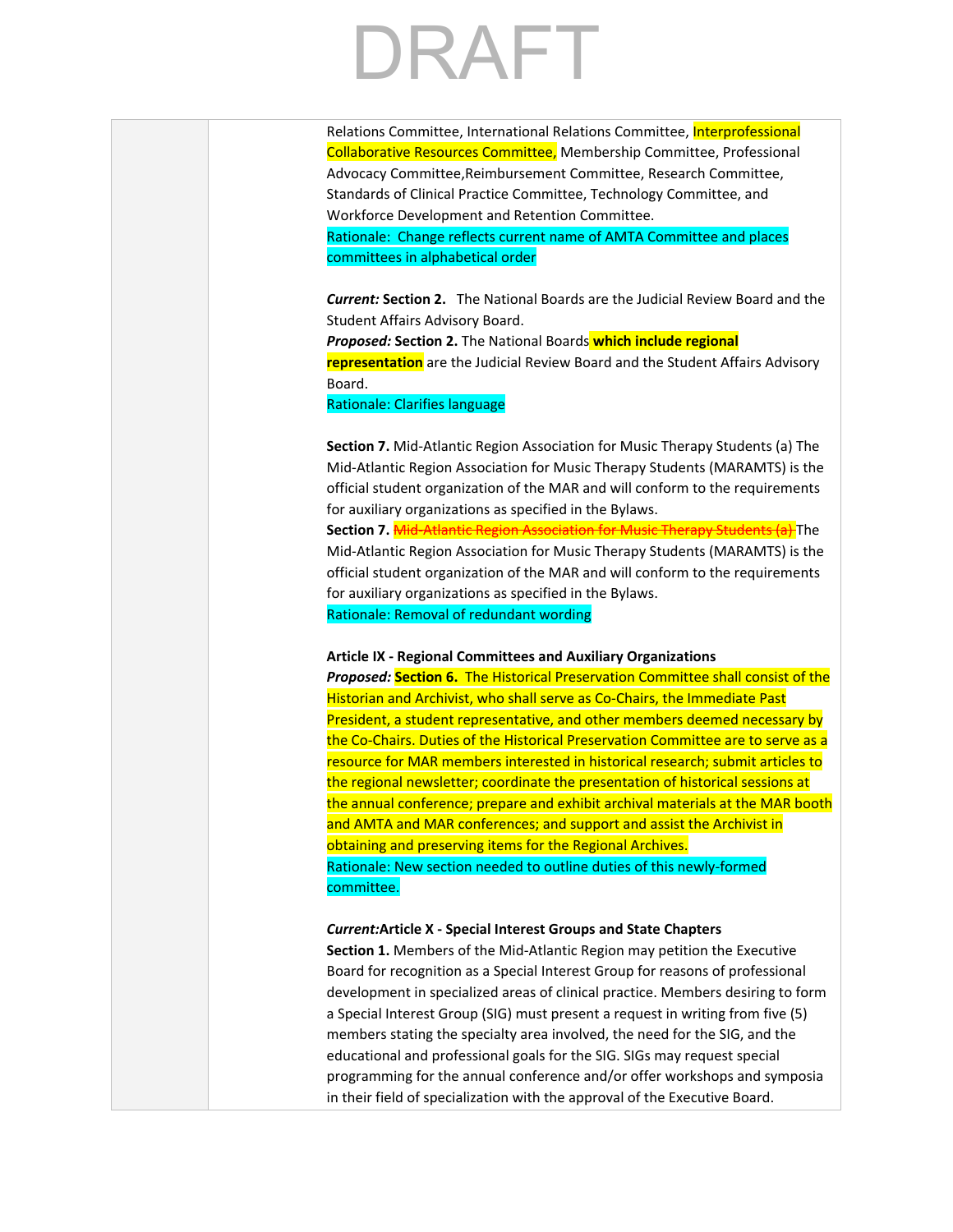DRAFT

Relations Committee, International Relations Committee, Interprofessional Collaborative Resources Committee, Membership Committee, Professional Advocacy Committee,Reimbursement Committee, Research Committee, Standards of Clinical Practice Committee, Technology Committee, and Workforce Development and Retention Committee.

Rationale: Change reflects current name of AMTA Committee and places committees in alphabetical order

***Current:*** **Section 2.** The National Boards are the Judicial Review Board and the Student Affairs Advisory Board.

***Proposed:*** **Section 2.** The National Boards **which include regional representation** are the Judicial Review Board and the Student Affairs Advisory Board.

Rationale: Clarifies language

**Section 7.** Mid-Atlantic Region Association for Music Therapy Students (a) The Mid-Atlantic Region Association for Music Therapy Students (MARAMTS) is the official student organization of the MAR and will conform to the requirements for auxiliary organizations as specified in the Bylaws.

**Section 7.** ~~Mid-Atlantic Region Association for Music Therapy Students (a)~~ The Mid-Atlantic Region Association for Music Therapy Students (MARAMTS) is the official student organization of the MAR and will conform to the requirements for auxiliary organizations as specified in the Bylaws.

Rationale: Removal of redundant wording

**Article IX - Regional Committees and Auxiliary Organizations**

***Proposed:*** **Section 6.** The Historical Preservation Committee shall consist of the Historian and Archivist, who shall serve as Co-Chairs, the Immediate Past President, a student representative, and other members deemed necessary by the Co-Chairs. Duties of the Historical Preservation Committee are to serve as a resource for MAR members interested in historical research; submit articles to the regional newsletter; coordinate the presentation of historical sessions at the annual conference; prepare and exhibit archival materials at the MAR booth and AMTA and MAR conferences; and support and assist the Archivist in obtaining and preserving items for the Regional Archives.

Rationale: New section needed to outline duties of this newly-formed committee.

***Current:*Article X - Special Interest Groups and State Chapters**

**Section 1.** Members of the Mid-Atlantic Region may petition the Executive Board for recognition as a Special Interest Group for reasons of professional development in specialized areas of clinical practice. Members desiring to form a Special Interest Group (SIG) must present a request in writing from five (5) members stating the specialty area involved, the need for the SIG, and the educational and professional goals for the SIG. SIGs may request special programming for the annual conference and/or offer workshops and symposia in their field of specialization with the approval of the Executive Board.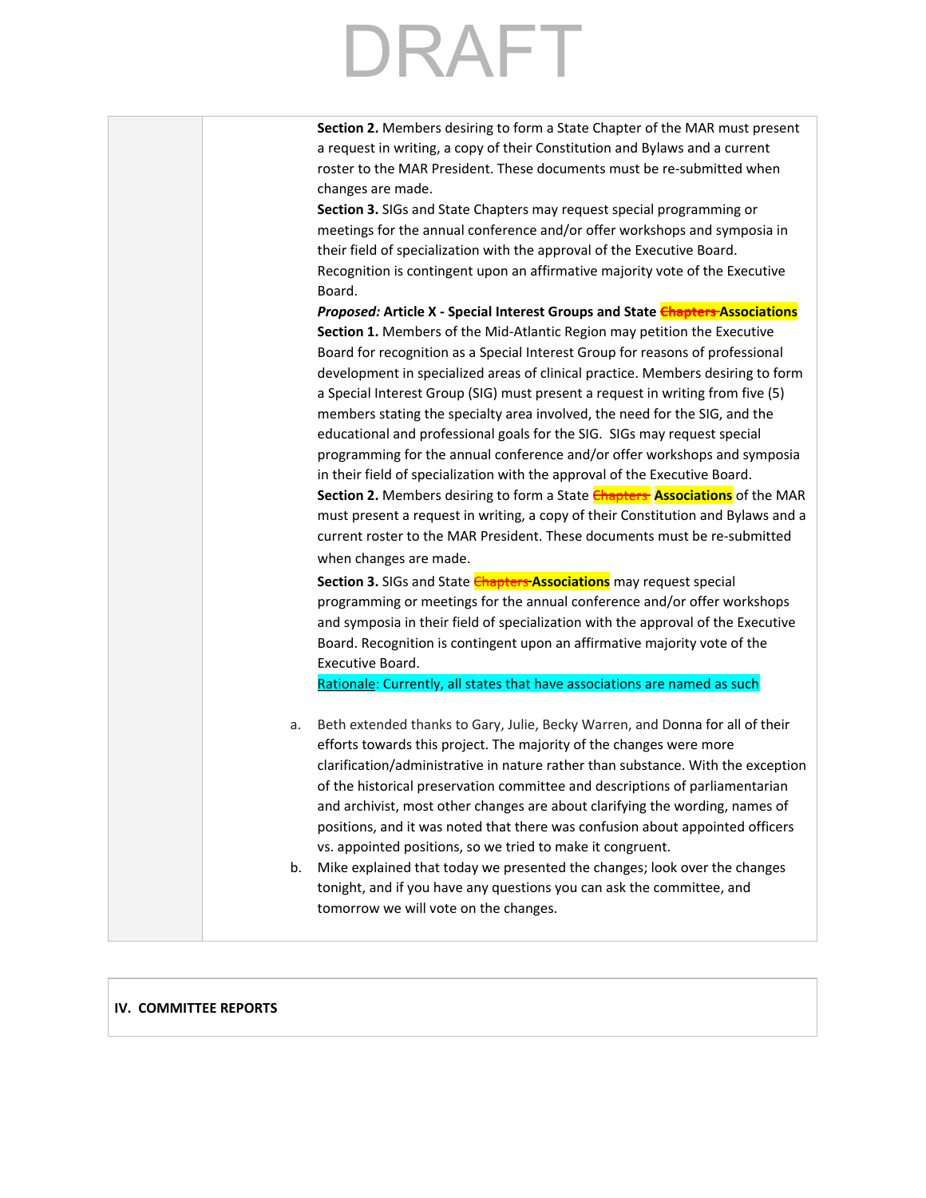DRAFT

**Section 2.** Members desiring to form a State Chapter of the MAR must present a request in writing, a copy of their Constitution and Bylaws and a current roster to the MAR President. These documents must be re-submitted when changes are made.

**Section 3.** SIGs and State Chapters may request special programming or meetings for the annual conference and/or offer workshops and symposia in their field of specialization with the approval of the Executive Board. Recognition is contingent upon an affirmative majority vote of the Executive Board.

***Proposed:* Article X - Special Interest Groups and State ~~Chapters~~ Associations**

**Section 1.** Members of the Mid-Atlantic Region may petition the Executive Board for recognition as a Special Interest Group for reasons of professional development in specialized areas of clinical practice. Members desiring to form a Special Interest Group (SIG) must present a request in writing from five (5) members stating the specialty area involved, the need for the SIG, and the educational and professional goals for the SIG. SIGs may request special programming for the annual conference and/or offer workshops and symposia in their field of specialization with the approval of the Executive Board.

**Section 2.** Members desiring to form a State ~~Chapters~~ **Associations** of the MAR must present a request in writing, a copy of their Constitution and Bylaws and a current roster to the MAR President. These documents must be re-submitted when changes are made.

**Section 3.** SIGs and State ~~Chapters~~ **Associations** may request special programming or meetings for the annual conference and/or offer workshops and symposia in their field of specialization with the approval of the Executive Board. Recognition is contingent upon an affirmative majority vote of the Executive Board.

Rationale: Currently, all states that have associations are named as such

a. Beth extended thanks to Gary, Julie, Becky Warren, and Donna for all of their efforts towards this project. The majority of the changes were more clarification/administrative in nature rather than substance. With the exception of the historical preservation committee and descriptions of parliamentarian and archivist, most other changes are about clarifying the wording, names of positions, and it was noted that there was confusion about appointed officers vs. appointed positions, so we tried to make it congruent.
b. Mike explained that today we presented the changes; look over the changes tonight, and if you have any questions you can ask the committee, and tomorrow we will vote on the changes.

**IV. COMMITTEE REPORTS**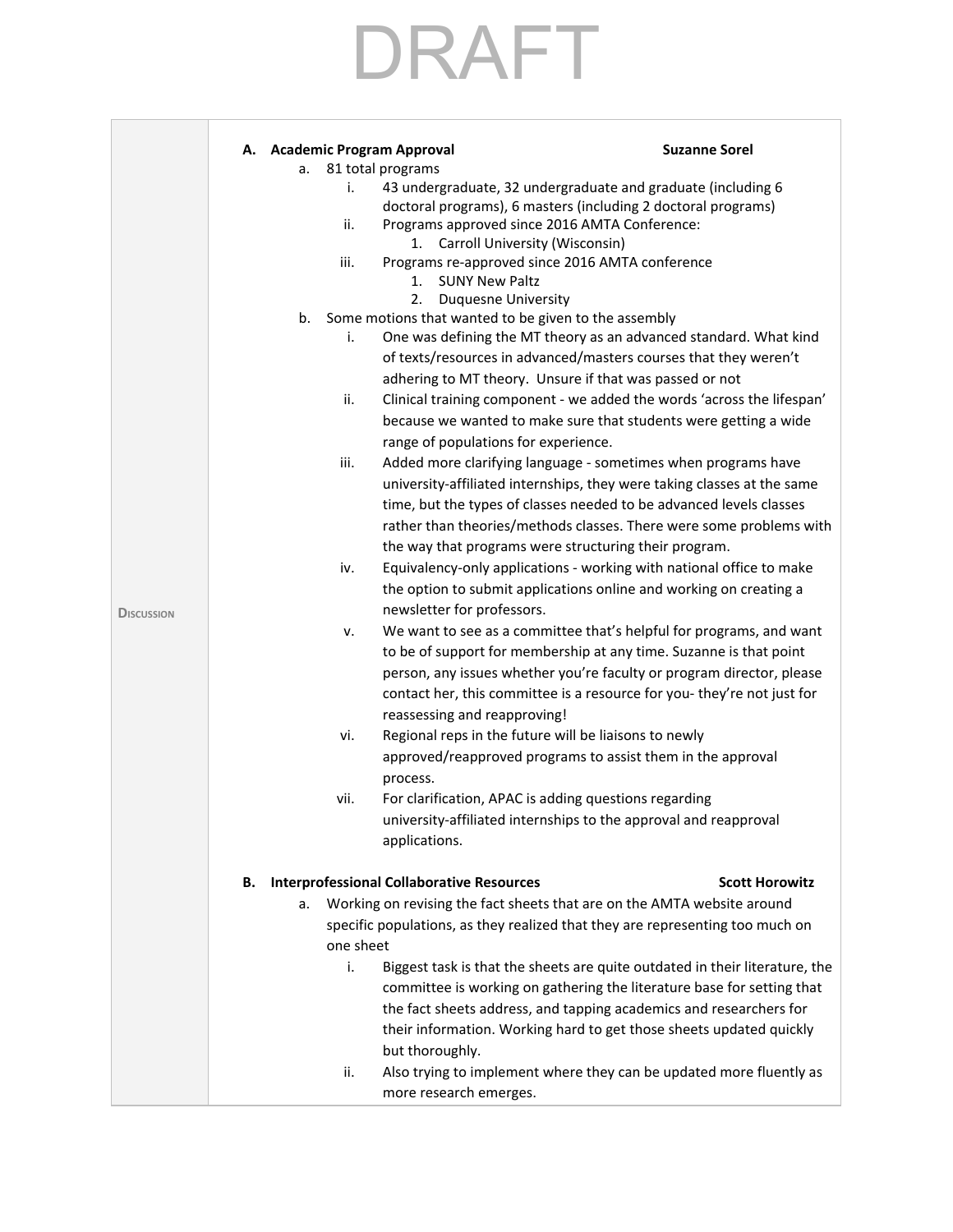DRAFT

**Discussion**

**A. Academic Program Approval** — **Suzanne Sorel**

a. 81 total programs
   i. 43 undergraduate, 32 undergraduate and graduate (including 6 doctoral programs), 6 masters (including 2 doctoral programs)
   ii. Programs approved since 2016 AMTA Conference:
      1. Carroll University (Wisconsin)
   iii. Programs re-approved since 2016 AMTA conference
      1. SUNY New Paltz
      2. Duquesne University

b. Some motions that wanted to be given to the assembly
   i. One was defining the MT theory as an advanced standard. What kind of texts/resources in advanced/masters courses that they weren't adhering to MT theory. Unsure if that was passed or not
   ii. Clinical training component - we added the words 'across the lifespan' because we wanted to make sure that students were getting a wide range of populations for experience.
   iii. Added more clarifying language - sometimes when programs have university-affiliated internships, they were taking classes at the same time, but the types of classes needed to be advanced levels classes rather than theories/methods classes. There were some problems with the way that programs were structuring their program.
   iv. Equivalency-only applications - working with national office to make the option to submit applications online and working on creating a newsletter for professors.
   v. We want to see as a committee that's helpful for programs, and want to be of support for membership at any time. Suzanne is that point person, any issues whether you're faculty or program director, please contact her, this committee is a resource for you- they're not just for reassessing and reapproving!
   vi. Regional reps in the future will be liaisons to newly approved/reapproved programs to assist them in the approval process.
   vii. For clarification, APAC is adding questions regarding university-affiliated internships to the approval and reapproval applications.

**B. Interprofessional Collaborative Resources** — **Scott Horowitz**

a. Working on revising the fact sheets that are on the AMTA website around specific populations, as they realized that they are representing too much on one sheet
   i. Biggest task is that the sheets are quite outdated in their literature, the committee is working on gathering the literature base for setting that the fact sheets address, and tapping academics and researchers for their information. Working hard to get those sheets updated quickly but thoroughly.
   ii. Also trying to implement where they can be updated more fluently as more research emerges.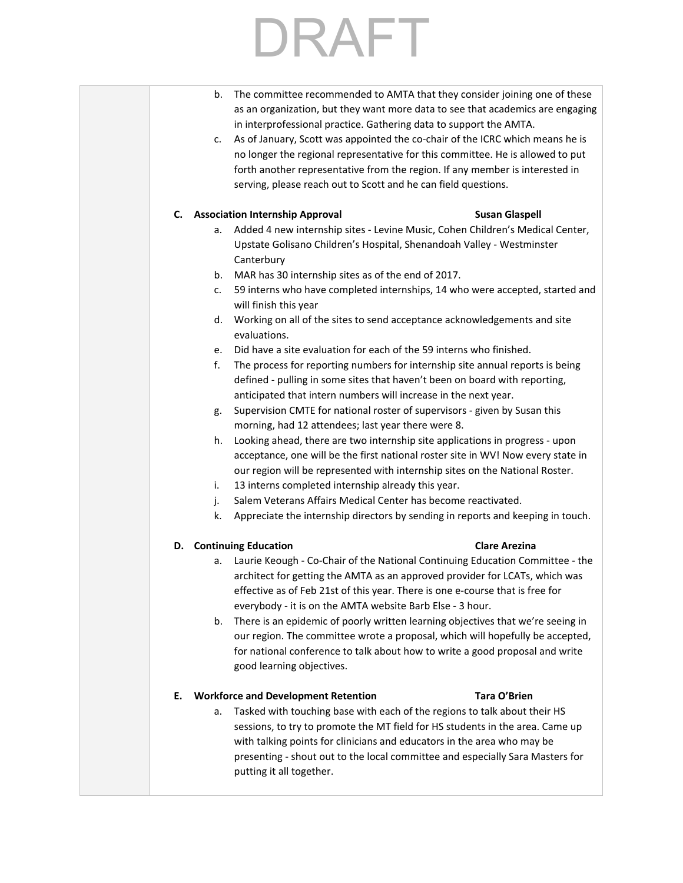DRAFT

b. The committee recommended to AMTA that they consider joining one of these as an organization, but they want more data to see that academics are engaging in interprofessional practice. Gathering data to support the AMTA.

c. As of January, Scott was appointed the co-chair of the ICRC which means he is no longer the regional representative for this committee. He is allowed to put forth another representative from the region. If any member is interested in serving, please reach out to Scott and he can field questions.

**C. Association Internship Approval** — **Susan Glaspell**

a. Added 4 new internship sites - Levine Music, Cohen Children's Medical Center, Upstate Golisano Children's Hospital, Shenandoah Valley - Westminster Canterbury
b. MAR has 30 internship sites as of the end of 2017.
c. 59 interns who have completed internships, 14 who were accepted, started and will finish this year
d. Working on all of the sites to send acceptance acknowledgements and site evaluations.
e. Did have a site evaluation for each of the 59 interns who finished.
f. The process for reporting numbers for internship site annual reports is being defined - pulling in some sites that haven't been on board with reporting, anticipated that intern numbers will increase in the next year.
g. Supervision CMTE for national roster of supervisors - given by Susan this morning, had 12 attendees; last year there were 8.
h. Looking ahead, there are two internship site applications in progress - upon acceptance, one will be the first national roster site in WV! Now every state in our region will be represented with internship sites on the National Roster.
i. 13 interns completed internship already this year.
j. Salem Veterans Affairs Medical Center has become reactivated.
k. Appreciate the internship directors by sending in reports and keeping in touch.

**D. Continuing Education** — **Clare Arezina**

a. Laurie Keough - Co-Chair of the National Continuing Education Committee - the architect for getting the AMTA as an approved provider for LCATs, which was effective as of Feb 21st of this year. There is one e-course that is free for everybody - it is on the AMTA website Barb Else - 3 hour.
b. There is an epidemic of poorly written learning objectives that we're seeing in our region. The committee wrote a proposal, which will hopefully be accepted, for national conference to talk about how to write a good proposal and write good learning objectives.

**E. Workforce and Development Retention** — **Tara O'Brien**

a. Tasked with touching base with each of the regions to talk about their HS sessions, to try to promote the MT field for HS students in the area. Came up with talking points for clinicians and educators in the area who may be presenting - shout out to the local committee and especially Sara Masters for putting it all together.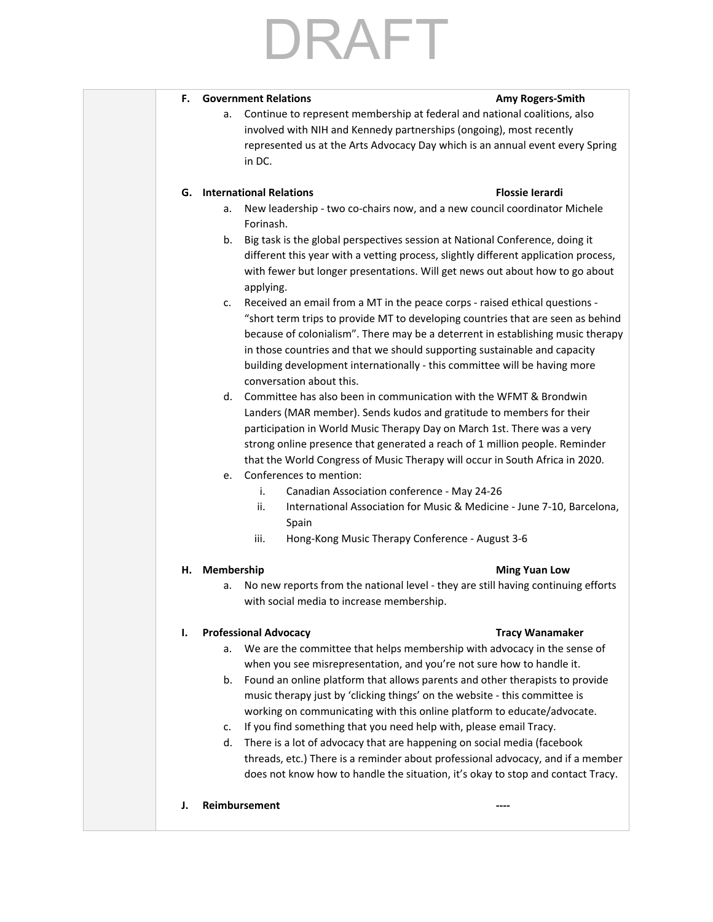DRAFT

**F. Government Relations** **Amy Rogers-Smith**

a. Continue to represent membership at federal and national coalitions, also involved with NIH and Kennedy partnerships (ongoing), most recently represented us at the Arts Advocacy Day which is an annual event every Spring in DC.

**G. International Relations** **Flossie Ierardi**

a. New leadership - two co-chairs now, and a new council coordinator Michele Forinash.
b. Big task is the global perspectives session at National Conference, doing it different this year with a vetting process, slightly different application process, with fewer but longer presentations. Will get news out about how to go about applying.
c. Received an email from a MT in the peace corps - raised ethical questions - "short term trips to provide MT to developing countries that are seen as behind because of colonialism". There may be a deterrent in establishing music therapy in those countries and that we should supporting sustainable and capacity building development internationally - this committee will be having more conversation about this.
d. Committee has also been in communication with the WFMT & Brondwin Landers (MAR member). Sends kudos and gratitude to members for their participation in World Music Therapy Day on March 1st. There was a very strong online presence that generated a reach of 1 million people. Reminder that the World Congress of Music Therapy will occur in South Africa in 2020.
e. Conferences to mention:
    i. Canadian Association conference - May 24-26
    ii. International Association for Music & Medicine - June 7-10, Barcelona, Spain
    iii. Hong-Kong Music Therapy Conference - August 3-6

**H. Membership** **Ming Yuan Low**

a. No new reports from the national level - they are still having continuing efforts with social media to increase membership.

**I. Professional Advocacy** **Tracy Wanamaker**

a. We are the committee that helps membership with advocacy in the sense of when you see misrepresentation, and you're not sure how to handle it.
b. Found an online platform that allows parents and other therapists to provide music therapy just by 'clicking things' on the website - this committee is working on communicating with this online platform to educate/advocate.
c. If you find something that you need help with, please email Tracy.
d. There is a lot of advocacy that are happening on social media (facebook threads, etc.) There is a reminder about professional advocacy, and if a member does not know how to handle the situation, it's okay to stop and contact Tracy.

**J. Reimbursement** **----**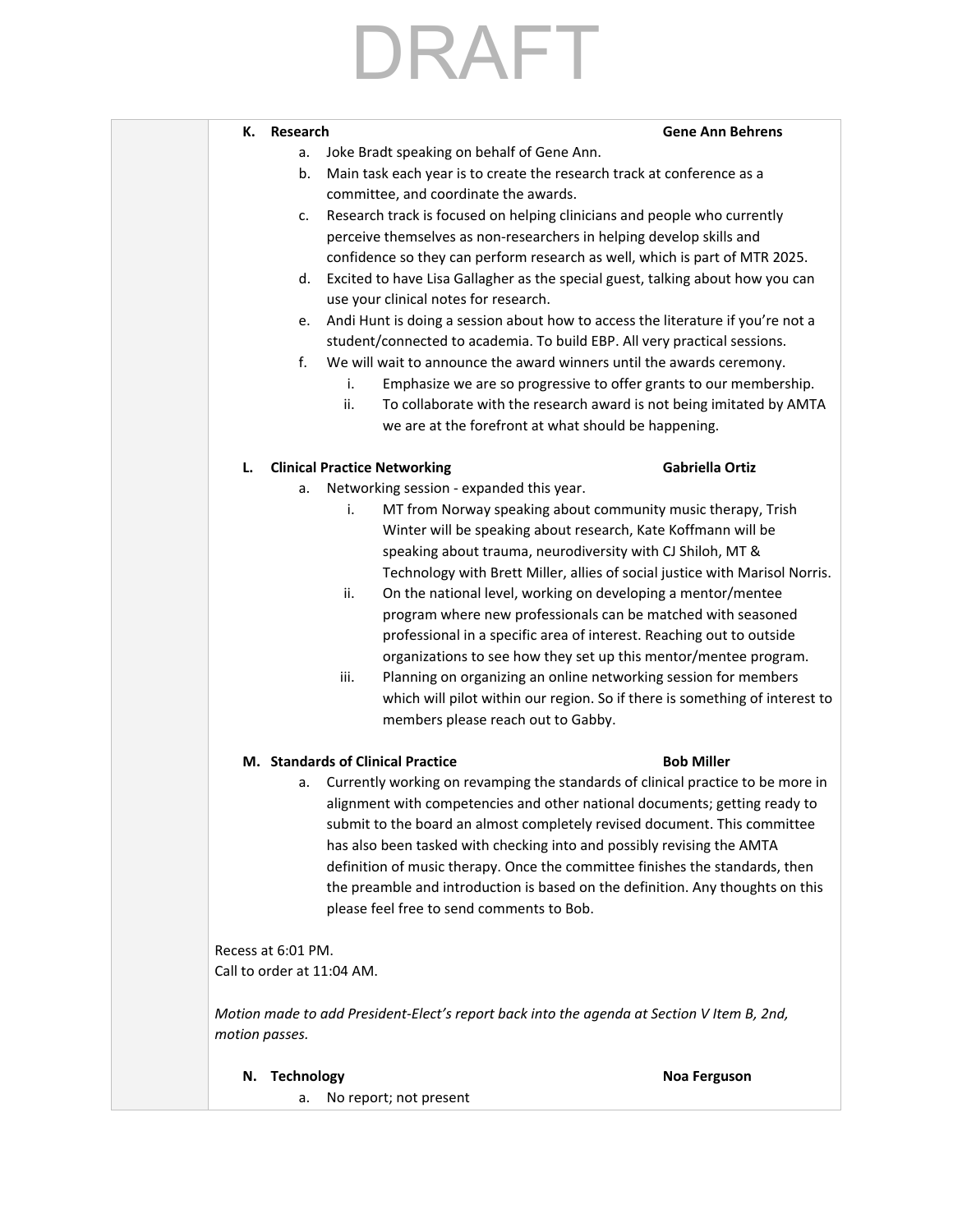DRAFT

**K. Research** **Gene Ann Behrens**

a. Joke Bradt speaking on behalf of Gene Ann.
b. Main task each year is to create the research track at conference as a committee, and coordinate the awards.
c. Research track is focused on helping clinicians and people who currently perceive themselves as non-researchers in helping develop skills and confidence so they can perform research as well, which is part of MTR 2025.
d. Excited to have Lisa Gallagher as the special guest, talking about how you can use your clinical notes for research.
e. Andi Hunt is doing a session about how to access the literature if you're not a student/connected to academia. To build EBP. All very practical sessions.
f. We will wait to announce the award winners until the awards ceremony.
    i. Emphasize we are so progressive to offer grants to our membership.
    ii. To collaborate with the research award is not being imitated by AMTA we are at the forefront at what should be happening.

**L. Clinical Practice Networking** **Gabriella Ortiz**

a. Networking session - expanded this year.
    i. MT from Norway speaking about community music therapy, Trish Winter will be speaking about research, Kate Koffmann will be speaking about trauma, neurodiversity with CJ Shiloh, MT & Technology with Brett Miller, allies of social justice with Marisol Norris.
    ii. On the national level, working on developing a mentor/mentee program where new professionals can be matched with seasoned professional in a specific area of interest. Reaching out to outside organizations to see how they set up this mentor/mentee program.
    iii. Planning on organizing an online networking session for members which will pilot within our region. So if there is something of interest to members please reach out to Gabby.

**M. Standards of Clinical Practice** **Bob Miller**

a. Currently working on revamping the standards of clinical practice to be more in alignment with competencies and other national documents; getting ready to submit to the board an almost completely revised document. This committee has also been tasked with checking into and possibly revising the AMTA definition of music therapy. Once the committee finishes the standards, then the preamble and introduction is based on the definition. Any thoughts on this please feel free to send comments to Bob.

Recess at 6:01 PM.
Call to order at 11:04 AM.

*Motion made to add President-Elect's report back into the agenda at Section V Item B, 2nd, motion passes.*

**N. Technology** **Noa Ferguson**

a. No report; not present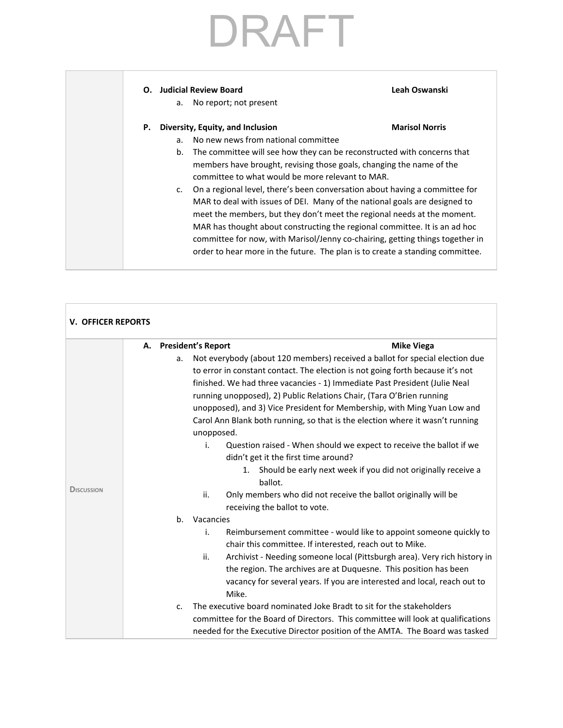DRAFT

**O. Judicial Review Board** — **Leah Oswanski**

a. No report; not present

**P. Diversity, Equity, and Inclusion** — **Marisol Norris**

a. No new news from national committee
b. The committee will see how they can be reconstructed with concerns that members have brought, revising those goals, changing the name of the committee to what would be more relevant to MAR.
c. On a regional level, there's been conversation about having a committee for MAR to deal with issues of DEI. Many of the national goals are designed to meet the members, but they don't meet the regional needs at the moment. MAR has thought about constructing the regional committee. It is an ad hoc committee for now, with Marisol/Jenny co-chairing, getting things together in order to hear more in the future. The plan is to create a standing committee.

## V. OFFICER REPORTS

**Discussion**

**A. President's Report** — **Mike Viega**

a. Not everybody (about 120 members) received a ballot for special election due to error in constant contact. The election is not going forth because it's not finished. We had three vacancies - 1) Immediate Past President (Julie Neal running unopposed), 2) Public Relations Chair, (Tara O'Brien running unopposed), and 3) Vice President for Membership, with Ming Yuan Low and Carol Ann Blank both running, so that is the election where it wasn't running unopposed.
   i. Question raised - When should we expect to receive the ballot if we didn't get it the first time around?
      1. Should be early next week if you did not originally receive a ballot.
   ii. Only members who did not receive the ballot originally will be receiving the ballot to vote.
b. Vacancies
   i. Reimbursement committee - would like to appoint someone quickly to chair this committee. If interested, reach out to Mike.
   ii. Archivist - Needing someone local (Pittsburgh area). Very rich history in the region. The archives are at Duquesne. This position has been vacancy for several years. If you are interested and local, reach out to Mike.
c. The executive board nominated Joke Bradt to sit for the stakeholders committee for the Board of Directors. This committee will look at qualifications needed for the Executive Director position of the AMTA. The Board was tasked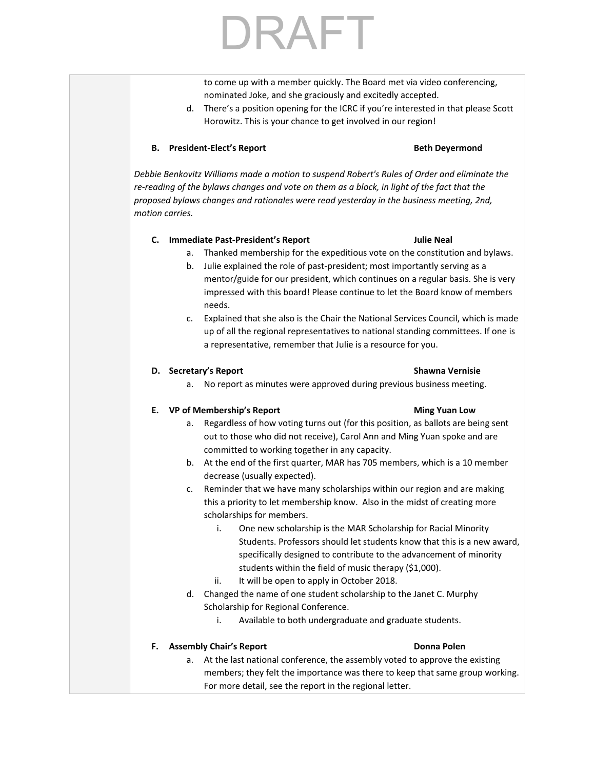DRAFT

to come up with a member quickly. The Board met via video conferencing, nominated Joke, and she graciously and excitedly accepted.

d. There's a position opening for the ICRC if you're interested in that please Scott Horowitz. This is your chance to get involved in our region!

**B. President-Elect's Report** **Beth Deyermond**

*Debbie Benkovitz Williams made a motion to suspend Robert's Rules of Order and eliminate the re-reading of the bylaws changes and vote on them as a block, in light of the fact that the proposed bylaws changes and rationales were read yesterday in the business meeting, 2nd, motion carries.*

**C. Immediate Past-President's Report** **Julie Neal**

a. Thanked membership for the expeditious vote on the constitution and bylaws.
b. Julie explained the role of past-president; most importantly serving as a mentor/guide for our president, which continues on a regular basis. She is very impressed with this board! Please continue to let the Board know of members needs.
c. Explained that she also is the Chair the National Services Council, which is made up of all the regional representatives to national standing committees. If one is a representative, remember that Julie is a resource for you.

**D. Secretary's Report** **Shawna Vernisie**

a. No report as minutes were approved during previous business meeting.

**E. VP of Membership's Report** **Ming Yuan Low**

a. Regardless of how voting turns out (for this position, as ballots are being sent out to those who did not receive), Carol Ann and Ming Yuan spoke and are committed to working together in any capacity.
b. At the end of the first quarter, MAR has 705 members, which is a 10 member decrease (usually expected).
c. Reminder that we have many scholarships within our region and are making this a priority to let membership know. Also in the midst of creating more scholarships for members.
   i. One new scholarship is the MAR Scholarship for Racial Minority Students. Professors should let students know that this is a new award, specifically designed to contribute to the advancement of minority students within the field of music therapy ($1,000).
   ii. It will be open to apply in October 2018.
d. Changed the name of one student scholarship to the Janet C. Murphy Scholarship for Regional Conference.
   i. Available to both undergraduate and graduate students.

**F. Assembly Chair's Report** **Donna Polen**

a. At the last national conference, the assembly voted to approve the existing members; they felt the importance was there to keep that same group working. For more detail, see the report in the regional letter.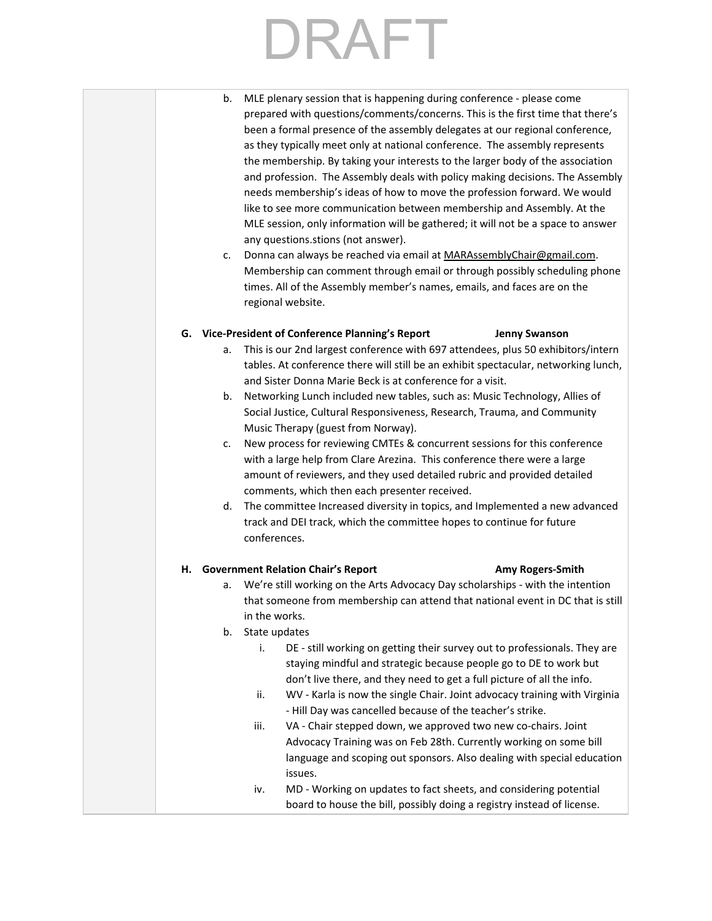DRAFT

b. MLE plenary session that is happening during conference - please come prepared with questions/comments/concerns. This is the first time that there's been a formal presence of the assembly delegates at our regional conference, as they typically meet only at national conference. The assembly represents the membership. By taking your interests to the larger body of the association and profession. The Assembly deals with policy making decisions. The Assembly needs membership's ideas of how to move the profession forward. We would like to see more communication between membership and Assembly. At the MLE session, only information will be gathered; it will not be a space to answer any questions.stions (not answer).

c. Donna can always be reached via email at MARAssemblyChair@gmail.com. Membership can comment through email or through possibly scheduling phone times. All of the Assembly member's names, emails, and faces are on the regional website.

**G. Vice-President of Conference Planning's Report** **Jenny Swanson**

a. This is our 2nd largest conference with 697 attendees, plus 50 exhibitors/intern tables. At conference there will still be an exhibit spectacular, networking lunch, and Sister Donna Marie Beck is at conference for a visit.

b. Networking Lunch included new tables, such as: Music Technology, Allies of Social Justice, Cultural Responsiveness, Research, Trauma, and Community Music Therapy (guest from Norway).

c. New process for reviewing CMTEs & concurrent sessions for this conference with a large help from Clare Arezina. This conference there were a large amount of reviewers, and they used detailed rubric and provided detailed comments, which then each presenter received.

d. The committee Increased diversity in topics, and Implemented a new advanced track and DEI track, which the committee hopes to continue for future conferences.

**H. Government Relation Chair's Report** **Amy Rogers-Smith**

a. We're still working on the Arts Advocacy Day scholarships - with the intention that someone from membership can attend that national event in DC that is still in the works.

b. State updates

   i. DE - still working on getting their survey out to professionals. They are staying mindful and strategic because people go to DE to work but don't live there, and they need to get a full picture of all the info.

   ii. WV - Karla is now the single Chair. Joint advocacy training with Virginia - Hill Day was cancelled because of the teacher's strike.

   iii. VA - Chair stepped down, we approved two new co-chairs. Joint Advocacy Training was on Feb 28th. Currently working on some bill language and scoping out sponsors. Also dealing with special education issues.

   iv. MD - Working on updates to fact sheets, and considering potential board to house the bill, possibly doing a registry instead of license.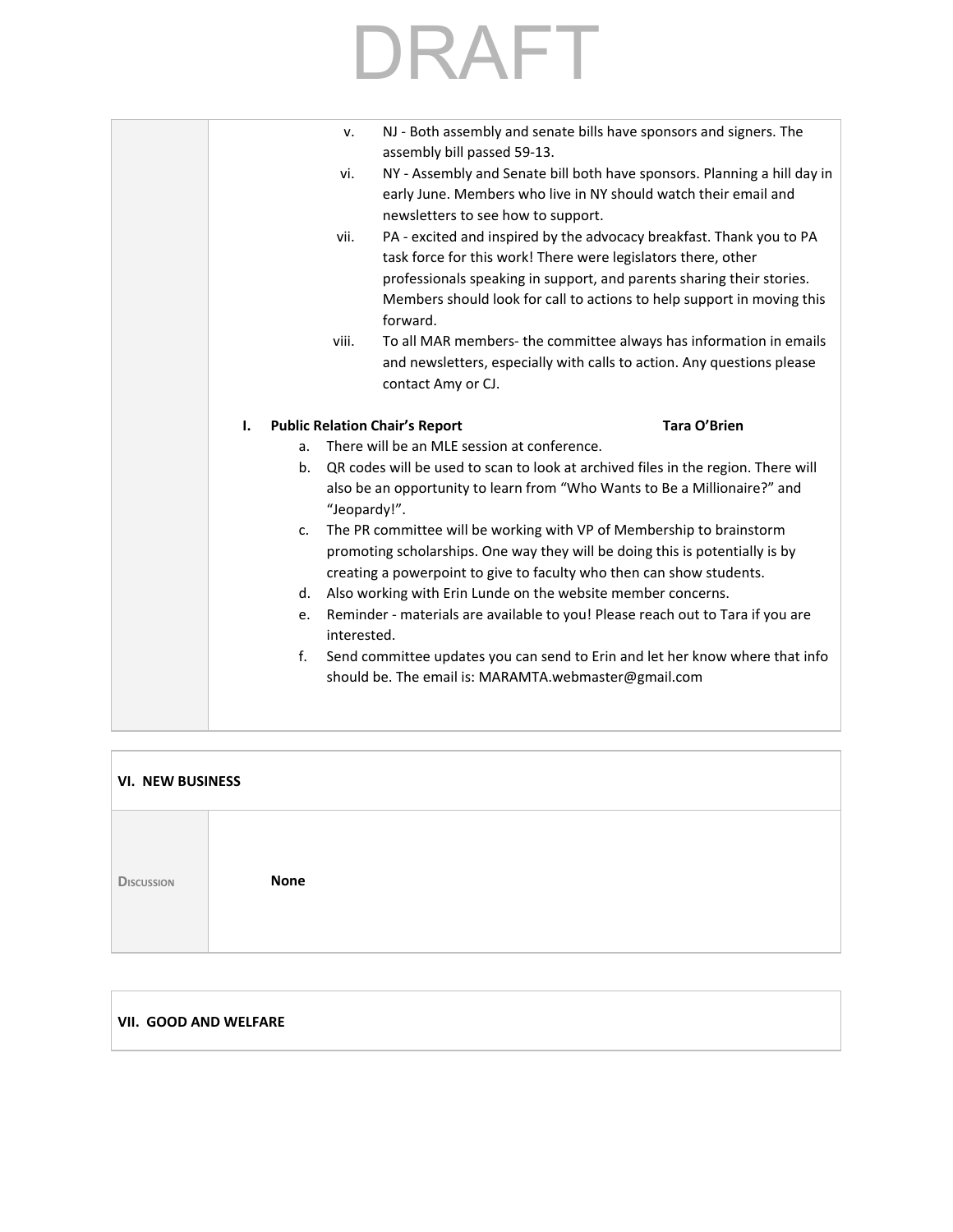# DRAFT

v. NJ - Both assembly and senate bills have sponsors and signers. The assembly bill passed 59-13.

vi. NY - Assembly and Senate bill both have sponsors. Planning a hill day in early June. Members who live in NY should watch their email and newsletters to see how to support.

vii. PA - excited and inspired by the advocacy breakfast. Thank you to PA task force for this work! There were legislators there, other professionals speaking in support, and parents sharing their stories. Members should look for call to actions to help support in moving this forward.

viii. To all MAR members- the committee always has information in emails and newsletters, especially with calls to action. Any questions please contact Amy or CJ.

**I. Public Relation Chair's Report** — **Tara O'Brien**

a. There will be an MLE session at conference.
b. QR codes will be used to scan to look at archived files in the region. There will also be an opportunity to learn from "Who Wants to Be a Millionaire?" and "Jeopardy!".
c. The PR committee will be working with VP of Membership to brainstorm promoting scholarships. One way they will be doing this is potentially is by creating a powerpoint to give to faculty who then can show students.
d. Also working with Erin Lunde on the website member concerns.
e. Reminder - materials are available to you! Please reach out to Tara if you are interested.
f. Send committee updates you can send to Erin and let her know where that info should be. The email is: MARAMTA.webmaster@gmail.com

## VI. NEW BUSINESS

| Discussion | **None** |
|---|---|

## VII. GOOD AND WELFARE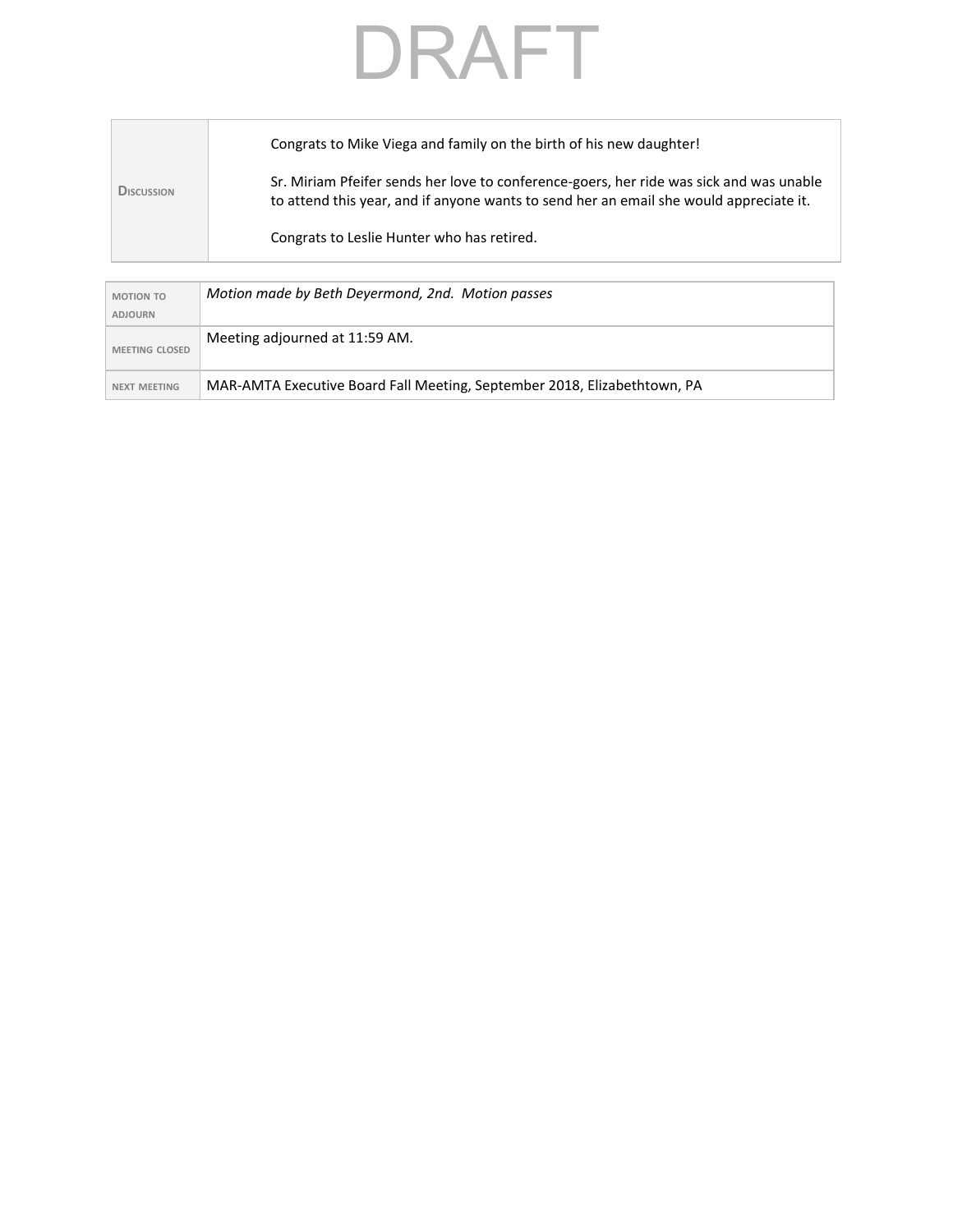DRAFT

| | |
|---|---|
| Discussion | Congrats to Mike Viega and family on the birth of his new daughter!<br><br>Sr. Miriam Pfeifer sends her love to conference-goers, her ride was sick and was unable to attend this year, and if anyone wants to send her an email she would appreciate it.<br><br>Congrats to Leslie Hunter who has retired. |

| | |
|---|---|
| MOTION TO ADJOURN | *Motion made by Beth Deyermond, 2nd. Motion passes* |
| MEETING CLOSED | Meeting adjourned at 11:59 AM. |
| NEXT MEETING | MAR-AMTA Executive Board Fall Meeting, September 2018, Elizabethtown, PA |